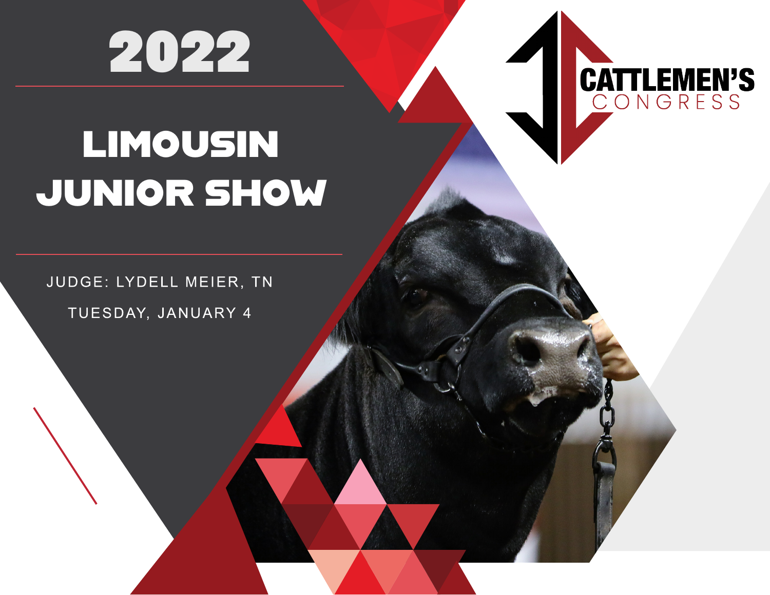# 2022

# LIMOUSIN JUNIOR SHOW

JUDGE: LYDELL MEIER, TN

TUESDAY, JANUARY 4

CATTLEMEN'S CONGRESS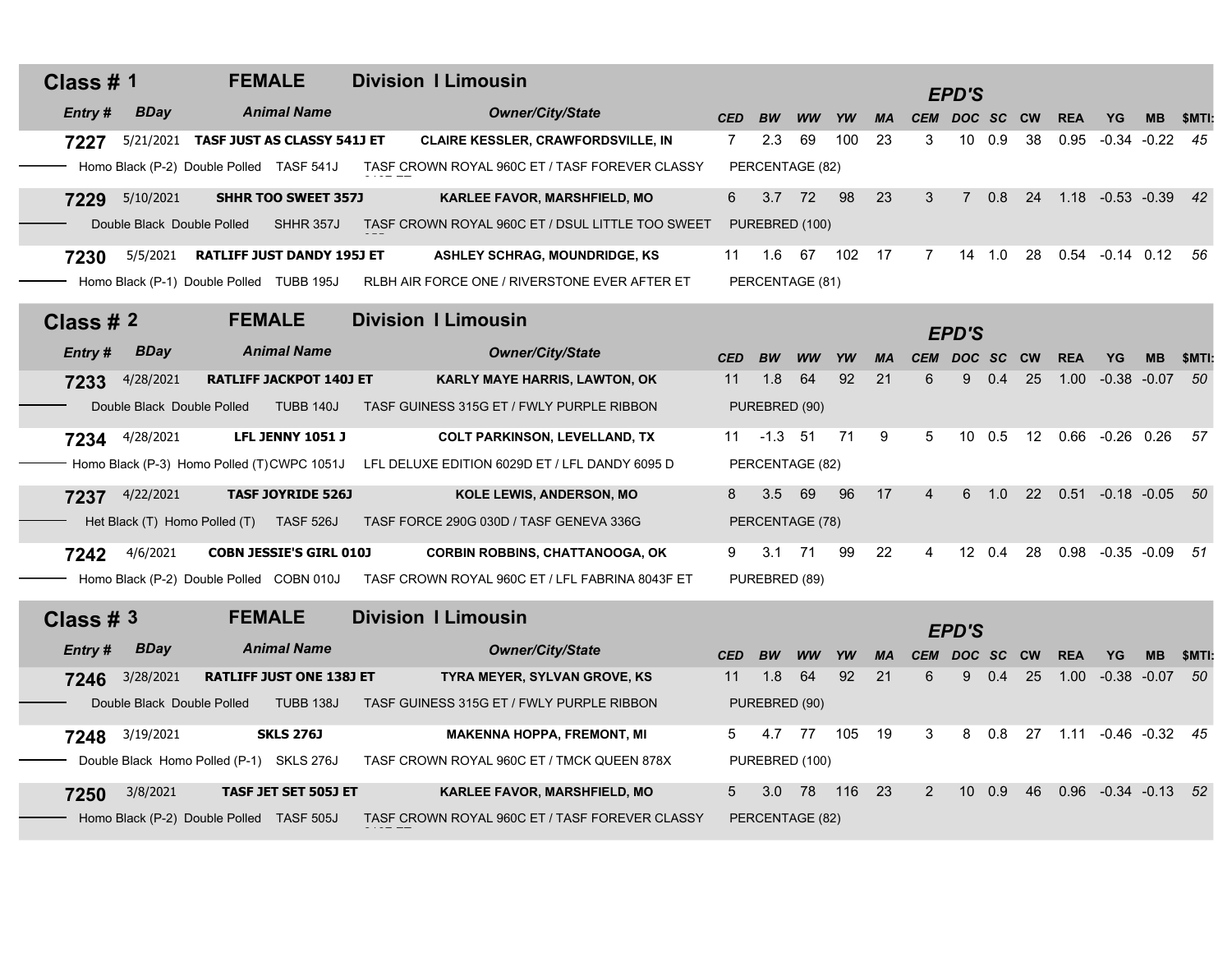## Class # 1 FEMALE Division I Limousin

| Entry # | BDay | Animal Name | Owner/City/State | CED | BW | WW | YW | MA | CEM | DOC | SC | CW | REA | YG | MB | $MTI: |
|---|---|---|---|---|---|---|---|---|---|---|---|---|---|---|---|---|
| 7227 | 5/21/2021 | TASF JUST AS CLASSY 541J ET | CLAIRE KESSLER, CRAWFORDSVILLE, IN | 7 | 2.3 | 69 | 100 | 23 | 3 | 10 | 0.9 | 38 | 0.95 | -0.34 | -0.22 | 45 |
| | Homo Black (P-2) Double Polled | TASF 541J | TASF CROWN ROYAL 960C ET / TASF FOREVER CLASSY | PERCENTAGE (82) | | | | | | | | | | | | |
| 7229 | 5/10/2021 | SHHR TOO SWEET 357J | KARLEE FAVOR, MARSHFIELD, MO | 6 | 3.7 | 72 | 98 | 23 | 3 | 7 | 0.8 | 24 | 1.18 | -0.53 | -0.39 | 42 |
| | Double Black Double Polled | SHHR 357J | TASF CROWN ROYAL 960C ET / DSUL LITTLE TOO SWEET | PUREBRED (100) | | | | | | | | | | | | |
| 7230 | 5/5/2021 | RATLIFF JUST DANDY 195J ET | ASHLEY SCHRAG, MOUNDRIDGE, KS | 11 | 1.6 | 67 | 102 | 17 | 7 | 14 | 1.0 | 28 | 0.54 | -0.14 | 0.12 | 56 |
| | Homo Black (P-1) Double Polled | TUBB 195J | RLBH AIR FORCE ONE / RIVERSTONE EVER AFTER ET | PERCENTAGE (81) | | | | | | | | | | | | |

## Class # 2 FEMALE Division I Limousin

| Entry # | BDay | Animal Name | Owner/City/State | CED | BW | WW | YW | MA | CEM | DOC | SC | CW | REA | YG | MB | $MTI: |
|---|---|---|---|---|---|---|---|---|---|---|---|---|---|---|---|---|
| 7233 | 4/28/2021 | RATLIFF JACKPOT 140J ET | KARLY MAYE HARRIS, LAWTON, OK | 11 | 1.8 | 64 | 92 | 21 | 6 | 9 | 0.4 | 25 | 1.00 | -0.38 | -0.07 | 50 |
| | Double Black Double Polled | TUBB 140J | TASF GUINESS 315G ET / FWLY PURPLE RIBBON | PUREBRED (90) | | | | | | | | | | | | |
| 7234 | 4/28/2021 | LFL JENNY 1051 J | COLT PARKINSON, LEVELLAND, TX | 11 | -1.3 | 51 | 71 | 9 | 5 | 10 | 0.5 | 12 | 0.66 | -0.26 | 0.26 | 57 |
| | Homo Black (P-3) Homo Polled (T) | CWPC 1051J | LFL DELUXE EDITION 6029D ET / LFL DANDY 6095 D | PERCENTAGE (82) | | | | | | | | | | | | |
| 7237 | 4/22/2021 | TASF JOYRIDE 526J | KOLE LEWIS, ANDERSON, MO | 8 | 3.5 | 69 | 96 | 17 | 4 | 6 | 1.0 | 22 | 0.51 | -0.18 | -0.05 | 50 |
| | Het Black (T) Homo Polled (T) | TASF 526J | TASF FORCE 290G 030D / TASF GENEVA 336G | PERCENTAGE (78) | | | | | | | | | | | | |
| 7242 | 4/6/2021 | COBN JESSIE'S GIRL 010J | CORBIN ROBBINS, CHATTANOOGA, OK | 9 | 3.1 | 71 | 99 | 22 | 4 | 12 | 0.4 | 28 | 0.98 | -0.35 | -0.09 | 51 |
| | Homo Black (P-2) Double Polled | COBN 010J | TASF CROWN ROYAL 960C ET / LFL FABRINA 8043F ET | PUREBRED (89) | | | | | | | | | | | | |

## Class # 3 FEMALE Division I Limousin

| Entry # | BDay | Animal Name | Owner/City/State | CED | BW | WW | YW | MA | CEM | DOC | SC | CW | REA | YG | MB | $MTI: |
|---|---|---|---|---|---|---|---|---|---|---|---|---|---|---|---|---|
| 7246 | 3/28/2021 | RATLIFF JUST ONE 138J ET | TYRA MEYER, SYLVAN GROVE, KS | 11 | 1.8 | 64 | 92 | 21 | 6 | 9 | 0.4 | 25 | 1.00 | -0.38 | -0.07 | 50 |
| | Double Black Double Polled | TUBB 138J | TASF GUINESS 315G ET / FWLY PURPLE RIBBON | PUREBRED (90) | | | | | | | | | | | | |
| 7248 | 3/19/2021 | SKLS 276J | MAKENNA HOPPA, FREMONT, MI | 5 | 4.7 | 77 | 105 | 19 | 3 | 8 | 0.8 | 27 | 1.11 | -0.46 | -0.32 | 45 |
| | Double Black Homo Polled (P-1) | SKLS 276J | TASF CROWN ROYAL 960C ET / TMCK QUEEN 878X | PUREBRED (100) | | | | | | | | | | | | |
| 7250 | 3/8/2021 | TASF JET SET 505J ET | KARLEE FAVOR, MARSHFIELD, MO | 5 | 3.0 | 78 | 116 | 23 | 2 | 10 | 0.9 | 46 | 0.96 | -0.34 | -0.13 | 52 |
| | Homo Black (P-2) Double Polled | TASF 505J | TASF CROWN ROYAL 960C ET / TASF FOREVER CLASSY | PERCENTAGE (82) | | | | | | | | | | | | |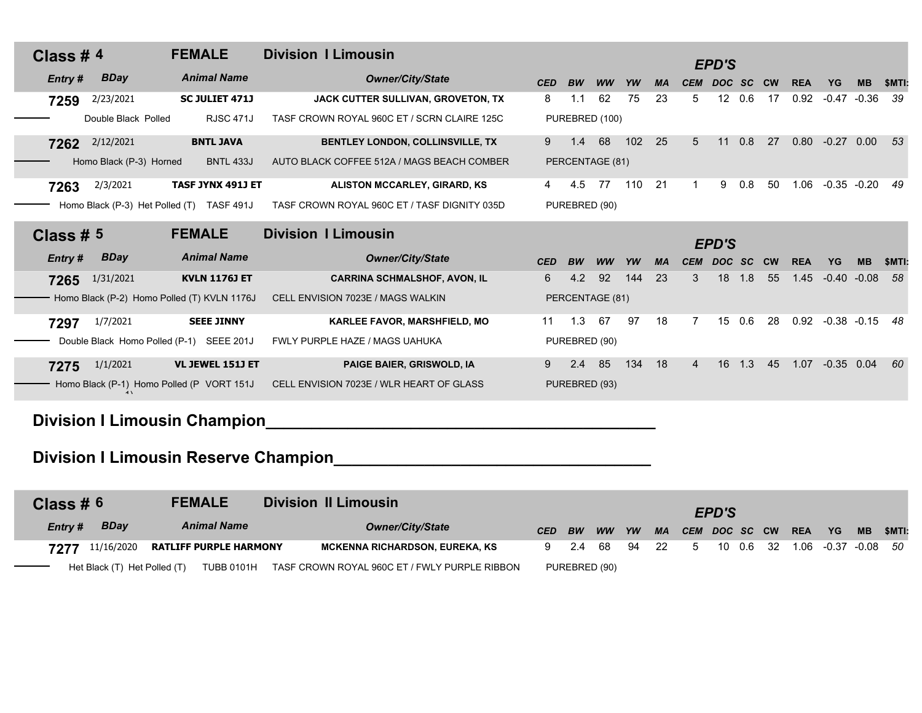## Class # 4 — FEMALE — Division I Limousin

| Entry # | BDay | Animal Name | Owner/City/State | CED | BW | WW | YW | MA | CEM | DOC | SC | CW | REA | YG | MB | $MTI: |
|---|---|---|---|---|---|---|---|---|---|---|---|---|---|---|---|---|
| 7259 | 2/23/2021 | SC JULIET 471J | JACK CUTTER SULLIVAN, GROVETON, TX | 8 | 1.1 | 62 | 75 | 23 | 5 | 12 | 0.6 | 17 | 0.92 | -0.47 | -0.36 | 39 |
| | Double Black Polled | RJSC 471J | TASF CROWN ROYAL 960C ET / SCRN CLAIRE 125C | PUREBRED (100) | | | | | | | | | | | | |
| 7262 | 2/12/2021 | BNTL JAVA | BENTLEY LONDON, COLLINSVILLE, TX | 9 | 1.4 | 68 | 102 | 25 | 5 | 11 | 0.8 | 27 | 0.80 | -0.27 | 0.00 | 53 |
| | Homo Black (P-3) Horned | BNTL 433J | AUTO BLACK COFFEE 512A / MAGS BEACH COMBER | PERCENTAGE (81) | | | | | | | | | | | | |
| 7263 | 2/3/2021 | TASF JYNX 491J ET | ALISTON MCCARLEY, GIRARD, KS | 4 | 4.5 | 77 | 110 | 21 | 1 | 9 | 0.8 | 50 | 1.06 | -0.35 | -0.20 | 49 |
| | Homo Black (P-3) Het Polled (T) | TASF 491J | TASF CROWN ROYAL 960C ET / TASF DIGNITY 035D | PUREBRED (90) | | | | | | | | | | | | |

## Class # 5 — FEMALE — Division I Limousin

| Entry # | BDay | Animal Name | Owner/City/State | CED | BW | WW | YW | MA | CEM | DOC | SC | CW | REA | YG | MB | $MTI: |
|---|---|---|---|---|---|---|---|---|---|---|---|---|---|---|---|---|
| 7265 | 1/31/2021 | KVLN 1176J ET | CARRINA SCHMALSHOF, AVON, IL | 6 | 4.2 | 92 | 144 | 23 | 3 | 18 | 1.8 | 55 | 1.45 | -0.40 | -0.08 | 58 |
| | Homo Black (P-2) Homo Polled (T) | KVLN 1176J | CELL ENVISION 7023E / MAGS WALKIN | PERCENTAGE (81) | | | | | | | | | | | | |
| 7297 | 1/7/2021 | SEEE JINNY | KARLEE FAVOR, MARSHFIELD, MO | 11 | 1.3 | 67 | 97 | 18 | 7 | 15 | 0.6 | 28 | 0.92 | -0.38 | -0.15 | 48 |
| | Double Black Homo Polled (P-1) | SEEE 201J | FWLY PURPLE HAZE / MAGS UAHUKA | PUREBRED (90) | | | | | | | | | | | | |
| 7275 | 1/1/2021 | VL JEWEL 151J ET | PAIGE BAIER, GRISWOLD, IA | 9 | 2.4 | 85 | 134 | 18 | 4 | 16 | 1.3 | 45 | 1.07 | -0.35 | 0.04 | 60 |
| | Homo Black (P-1) Homo Polled (P-1) | VORT 151J | CELL ENVISION 7023E / WLR HEART OF GLASS | PUREBRED (93) | | | | | | | | | | | | |

**Division I Limousin Champion**\_\_\_\_\_\_\_\_\_\_\_\_\_\_\_\_\_\_\_\_\_\_\_\_\_\_\_\_\_\_\_\_\_\_\_\_

**Division I Limousin Reserve Champion**\_\_\_\_\_\_\_\_\_\_\_\_\_\_\_\_\_\_\_\_\_\_\_\_\_\_\_\_\_\_\_\_

## Class # 6 — FEMALE — Division II Limousin

| Entry # | BDay | Animal Name | Owner/City/State | CED | BW | WW | YW | MA | CEM | DOC | SC | CW | REA | YG | MB | $MTI: |
|---|---|---|---|---|---|---|---|---|---|---|---|---|---|---|---|---|
| 7277 | 11/16/2020 | RATLIFF PURPLE HARMONY | MCKENNA RICHARDSON, EUREKA, KS | 9 | 2.4 | 68 | 94 | 22 | 5 | 10 | 0.6 | 32 | 1.06 | -0.37 | -0.08 | 50 |
| | Het Black (T) Het Polled (T) | TUBB 0101H | TASF CROWN ROYAL 960C ET / FWLY PURPLE RIBBON | PUREBRED (90) | | | | | | | | | | | | |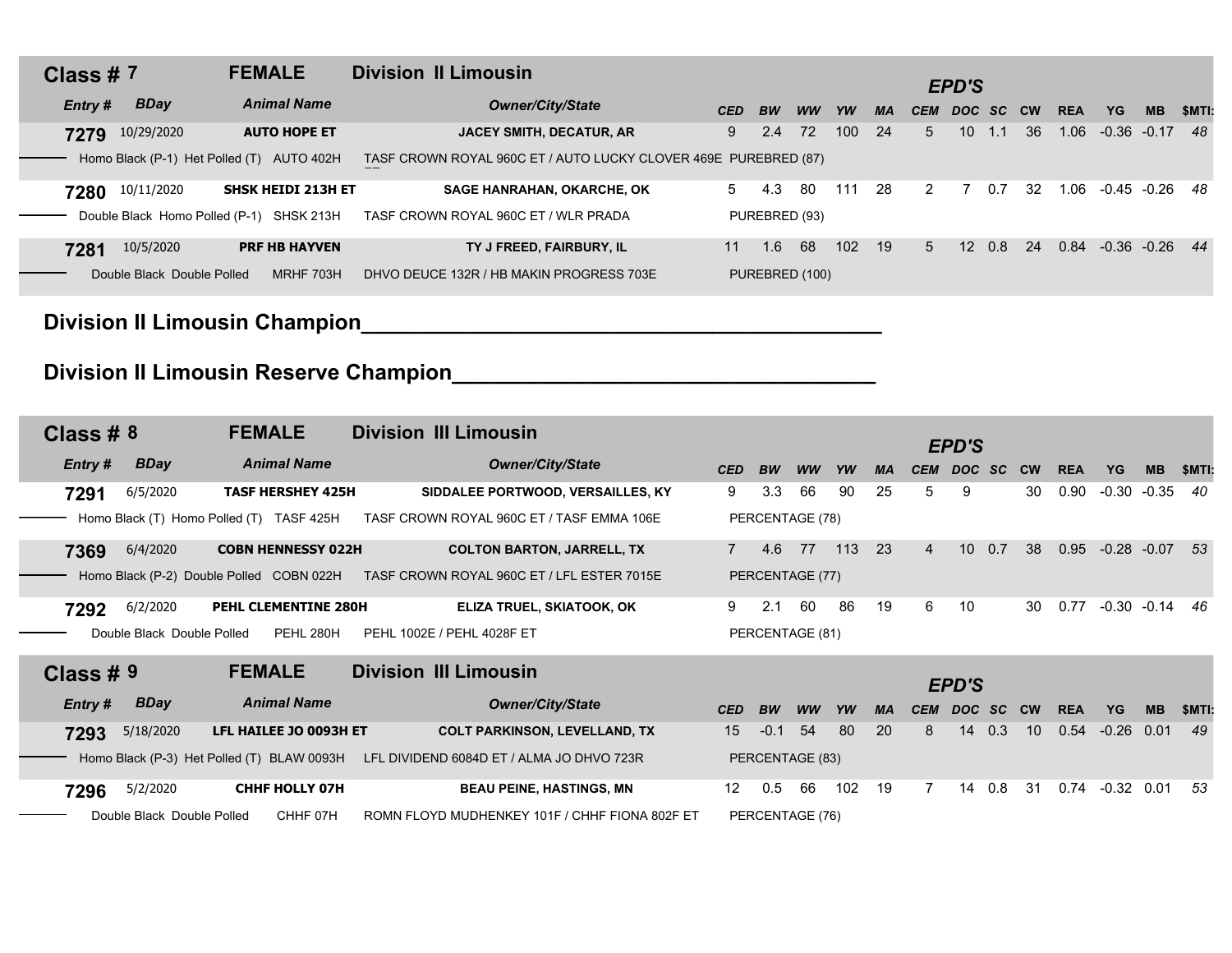## Class # 7 FEMALE Division II Limousin

| Entry # | BDay | Animal Name | Owner/City/State | CED | BW | WW | YW | MA | CEM | DOC | SC | CW | REA | YG | MB | $MTI: |
|---|---|---|---|---|---|---|---|---|---|---|---|---|---|---|---|---|
| 7279 | 10/29/2020 | AUTO HOPE ET | JACEY SMITH, DECATUR, AR | 9 | 2.4 | 72 | 100 | 24 | 5 | 10 | 1.1 | 36 | 1.06 | -0.36 | -0.17 | 48 |
| | Homo Black (P-1) Het Polled (T) | AUTO 402H | TASF CROWN ROYAL 960C ET / AUTO LUCKY CLOVER 469E | PUREBRED (87) | | | | | | | | | | | | |
| 7280 | 10/11/2020 | SHSK HEIDI 213H ET | SAGE HANRAHAN, OKARCHE, OK | 5 | 4.3 | 80 | 111 | 28 | 2 | 7 | 0.7 | 32 | 1.06 | -0.45 | -0.26 | 48 |
| | Double Black Homo Polled (P-1) | SHSK 213H | TASF CROWN ROYAL 960C ET / WLR PRADA | PUREBRED (93) | | | | | | | | | | | | |
| 7281 | 10/5/2020 | PRF HB HAYVEN | TY J FREED, FAIRBURY, IL | 11 | 1.6 | 68 | 102 | 19 | 5 | 12 | 0.8 | 24 | 0.84 | -0.36 | -0.26 | 44 |
| | Double Black Double Polled | MRHF 703H | DHVO DEUCE 132R / HB MAKIN PROGRESS 703E | PUREBRED (100) | | | | | | | | | | | | |

**Division II Limousin Champion**\_\_\_\_\_\_\_\_\_\_\_\_\_\_\_\_\_\_\_\_\_\_\_\_\_\_\_\_\_\_\_\_\_\_\_\_\_\_\_\_\_\_\_\_

**Division II Limousin Reserve Champion**\_\_\_\_\_\_\_\_\_\_\_\_\_\_\_\_\_\_\_\_\_\_\_\_\_\_\_\_\_\_\_\_\_\_\_\_

## Class # 8 FEMALE Division III Limousin

| Entry # | BDay | Animal Name | Owner/City/State | CED | BW | WW | YW | MA | CEM | DOC | SC | CW | REA | YG | MB | $MTI: |
|---|---|---|---|---|---|---|---|---|---|---|---|---|---|---|---|---|
| 7291 | 6/5/2020 | TASF HERSHEY 425H | SIDDALEE PORTWOOD, VERSAILLES, KY | 9 | 3.3 | 66 | 90 | 25 | 5 | 9 | | 30 | 0.90 | -0.30 | -0.35 | 40 |
| | Homo Black (T) Homo Polled (T) | TASF 425H | TASF CROWN ROYAL 960C ET / TASF EMMA 106E | PERCENTAGE (78) | | | | | | | | | | | | |
| 7369 | 6/4/2020 | COBN HENNESSY 022H | COLTON BARTON, JARRELL, TX | 7 | 4.6 | 77 | 113 | 23 | 4 | 10 | 0.7 | 38 | 0.95 | -0.28 | -0.07 | 53 |
| | Homo Black (P-2) Double Polled | COBN 022H | TASF CROWN ROYAL 960C ET / LFL ESTER 7015E | PERCENTAGE (77) | | | | | | | | | | | | |
| 7292 | 6/2/2020 | PEHL CLEMENTINE 280H | ELIZA TRUEL, SKIATOOK, OK | 9 | 2.1 | 60 | 86 | 19 | 6 | 10 | | 30 | 0.77 | -0.30 | -0.14 | 46 |
| | Double Black Double Polled | PEHL 280H | PEHL 1002E / PEHL 4028F ET | PERCENTAGE (81) | | | | | | | | | | | | |

## Class # 9 FEMALE Division III Limousin

| Entry # | BDay | Animal Name | Owner/City/State | CED | BW | WW | YW | MA | CEM | DOC | SC | CW | REA | YG | MB | $MTI: |
|---|---|---|---|---|---|---|---|---|---|---|---|---|---|---|---|---|
| 7293 | 5/18/2020 | LFL HAILEE JO 0093H ET | COLT PARKINSON, LEVELLAND, TX | 15 | -0.1 | 54 | 80 | 20 | 8 | 14 | 0.3 | 10 | 0.54 | -0.26 | 0.01 | 49 |
| | Homo Black (P-3) Het Polled (T) | BLAW 0093H | LFL DIVIDEND 6084D ET / ALMA JO DHVO 723R | PERCENTAGE (83) | | | | | | | | | | | | |
| 7296 | 5/2/2020 | CHHF HOLLY 07H | BEAU PEINE, HASTINGS, MN | 12 | 0.5 | 66 | 102 | 19 | 7 | 14 | 0.8 | 31 | 0.74 | -0.32 | 0.01 | 53 |
| | Double Black Double Polled | CHHF 07H | ROMN FLOYD MUDHENKEY 101F / CHHF FIONA 802F ET | PERCENTAGE (76) | | | | | | | | | | | | |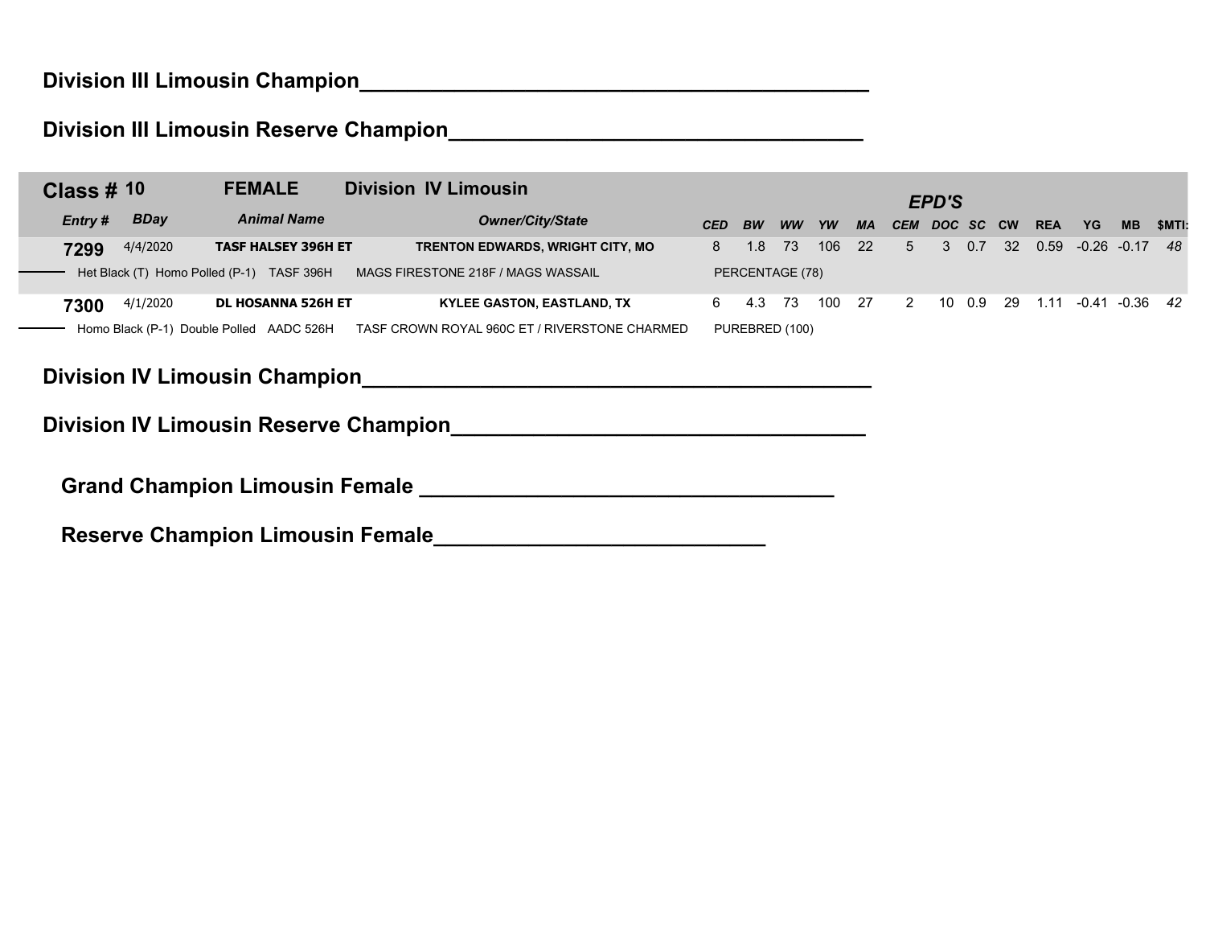**Division III Limousin Champion**\_\_\_\_\_\_\_\_\_\_\_\_\_\_\_\_\_\_\_\_\_\_\_\_\_\_\_\_\_\_\_\_\_\_\_\_\_\_\_\_

**Division III Limousin Reserve Champion**\_\_\_\_\_\_\_\_\_\_\_\_\_\_\_\_\_\_\_\_\_\_\_\_\_\_\_\_\_\_\_\_\_\_

## Class # 10 FEMALE Division IV Limousin

| Entry # | BDay | Animal Name | Owner/City/State | CED | BW | WW | YW | MA | CEM | DOC | SC | CW | REA | YG | MB | $MTI: |
|---|---|---|---|---|---|---|---|---|---|---|---|---|---|---|---|---|
| **7299** | 4/4/2020 | **TASF HALSEY 396H ET** | **TRENTON EDWARDS, WRIGHT CITY, MO** | 8 | 1.8 | 73 | 106 | 22 | 5 | 3 | 0.7 | 32 | 0.59 | -0.26 | -0.17 | *48* |
| | Het Black (T) Homo Polled (P-1) TASF 396H | | MAGS FIRESTONE 218F / MAGS WASSAIL | PERCENTAGE (78) | | | | | | | | | | | | |
| **7300** | 4/1/2020 | **DL HOSANNA 526H ET** | **KYLEE GASTON, EASTLAND, TX** | 6 | 4.3 | 73 | 100 | 27 | 2 | 10 | 0.9 | 29 | 1.11 | -0.41 | -0.36 | *42* |
| | Homo Black (P-1) Double Polled AADC 526H | | TASF CROWN ROYAL 960C ET / RIVERSTONE CHARMED | PUREBRED (100) | | | | | | | | | | | | |

**Division IV Limousin Champion**\_\_\_\_\_\_\_\_\_\_\_\_\_\_\_\_\_\_\_\_\_\_\_\_\_\_\_\_\_\_\_\_\_\_\_\_\_\_\_\_

**Division IV Limousin Reserve Champion**\_\_\_\_\_\_\_\_\_\_\_\_\_\_\_\_\_\_\_\_\_\_\_\_\_\_\_\_\_\_\_\_\_\_

**Grand Champion Limousin Female** \_\_\_\_\_\_\_\_\_\_\_\_\_\_\_\_\_\_\_\_\_\_\_\_\_\_\_\_\_\_\_\_\_\_

**Reserve Champion Limousin Female**\_\_\_\_\_\_\_\_\_\_\_\_\_\_\_\_\_\_\_\_\_\_\_\_\_\_\_\_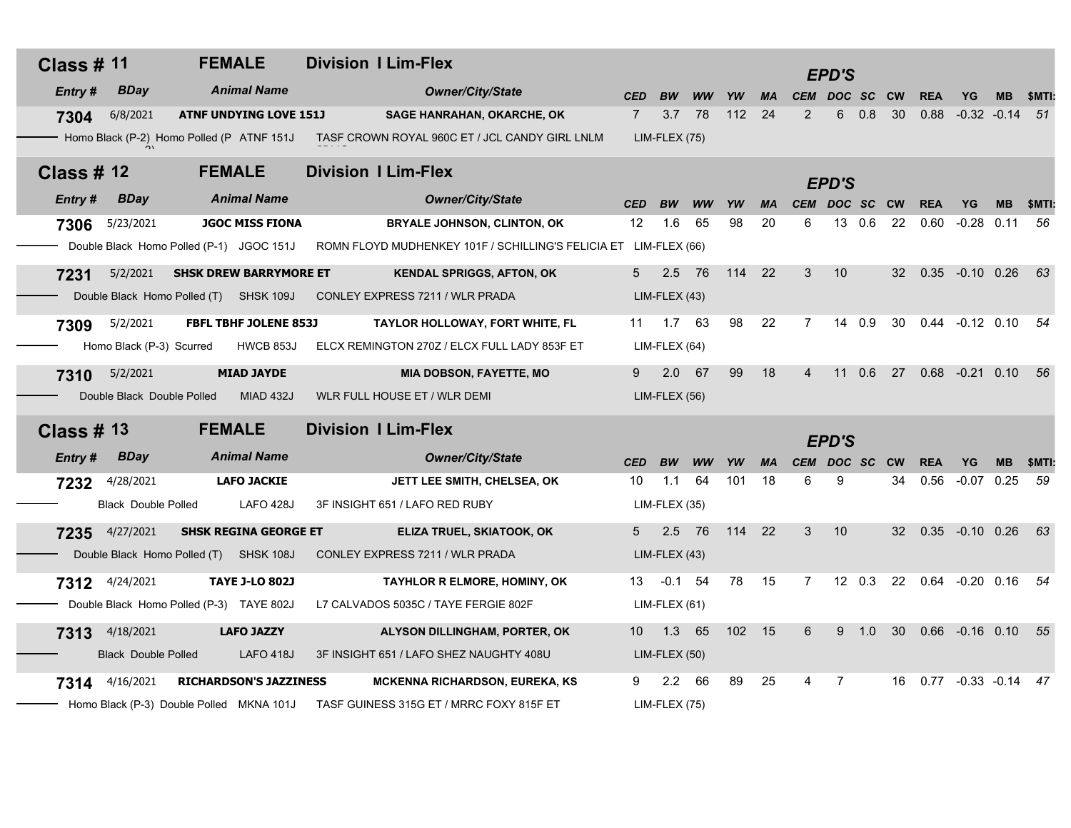## Class # 11 FEMALE Division I Lim-Flex

| Entry # | BDay | Animal Name | Owner/City/State | CED | BW | WW | YW | MA | CEM | DOC | SC | CW | REA | YG | MB | $MTI: |
|---|---|---|---|---|---|---|---|---|---|---|---|---|---|---|---|---|
| 7304 | 6/8/2021 | ATNF UNDYING LOVE 151J | SAGE HANRAHAN, OKARCHE, OK | 7 | 3.7 | 78 | 112 | 24 | 2 | 6 | 0.8 | 30 | 0.88 | -0.32 | -0.14 | 51 |
| | Homo Black (P-2) Homo Polled (P-2) | ATNF 151J | TASF CROWN ROYAL 960C ET / JCL CANDY GIRL LNLM | LIM-FLEX (75) | | | | | | | | | | | | |

## Class # 12 FEMALE Division I Lim-Flex

| Entry # | BDay | Animal Name | Owner/City/State | CED | BW | WW | YW | MA | CEM | DOC | SC | CW | REA | YG | MB | $MTI: |
|---|---|---|---|---|---|---|---|---|---|---|---|---|---|---|---|---|
| 7306 | 5/23/2021 | JGOC MISS FIONA | BRYALE JOHNSON, CLINTON, OK | 12 | 1.6 | 65 | 98 | 20 | 6 | 13 | 0.6 | 22 | 0.60 | -0.28 | 0.11 | 56 |
| | Double Black Homo Polled (P-1) | JGOC 151J | ROMN FLOYD MUDHENKEY 101F / SCHILLING'S FELICIA ET | LIM-FLEX (66) | | | | | | | | | | | | |
| 7231 | 5/2/2021 | SHSK DREW BARRYMORE ET | KENDAL SPRIGGS, AFTON, OK | 5 | 2.5 | 76 | 114 | 22 | 3 | 10 | | 32 | 0.35 | -0.10 | 0.26 | 63 |
| | Double Black Homo Polled (T) | SHSK 109J | CONLEY EXPRESS 7211 / WLR PRADA | LIM-FLEX (43) | | | | | | | | | | | | |
| 7309 | 5/2/2021 | FBFL TBHF JOLENE 853J | TAYLOR HOLLOWAY, FORT WHITE, FL | 11 | 1.7 | 63 | 98 | 22 | 7 | 14 | 0.9 | 30 | 0.44 | -0.12 | 0.10 | 54 |
| | Homo Black (P-3) Scurred | HWCB 853J | ELCX REMINGTON 270Z / ELCX FULL LADY 853F ET | LIM-FLEX (64) | | | | | | | | | | | | |
| 7310 | 5/2/2021 | MIAD JAYDE | MIA DOBSON, FAYETTE, MO | 9 | 2.0 | 67 | 99 | 18 | 4 | 11 | 0.6 | 27 | 0.68 | -0.21 | 0.10 | 56 |
| | Double Black Double Polled | MIAD 432J | WLR FULL HOUSE ET / WLR DEMI | LIM-FLEX (56) | | | | | | | | | | | | |

## Class # 13 FEMALE Division I Lim-Flex

| Entry # | BDay | Animal Name | Owner/City/State | CED | BW | WW | YW | MA | CEM | DOC | SC | CW | REA | YG | MB | $MTI: |
|---|---|---|---|---|---|---|---|---|---|---|---|---|---|---|---|---|
| 7232 | 4/28/2021 | LAFO JACKIE | JETT LEE SMITH, CHELSEA, OK | 10 | 1.1 | 64 | 101 | 18 | 6 | 9 | | 34 | 0.56 | -0.07 | 0.25 | 59 |
| | Black Double Polled | LAFO 428J | 3F INSIGHT 651 / LAFO RED RUBY | LIM-FLEX (35) | | | | | | | | | | | | |
| 7235 | 4/27/2021 | SHSK REGINA GEORGE ET | ELIZA TRUEL, SKIATOOK, OK | 5 | 2.5 | 76 | 114 | 22 | 3 | 10 | | 32 | 0.35 | -0.10 | 0.26 | 63 |
| | Double Black Homo Polled (T) | SHSK 108J | CONLEY EXPRESS 7211 / WLR PRADA | LIM-FLEX (43) | | | | | | | | | | | | |
| 7312 | 4/24/2021 | TAYE J-LO 802J | TAYHLOR R ELMORE, HOMINY, OK | 13 | -0.1 | 54 | 78 | 15 | 7 | 12 | 0.3 | 22 | 0.64 | -0.20 | 0.16 | 54 |
| | Double Black Homo Polled (P-3) | TAYE 802J | L7 CALVADOS 5035C / TAYE FERGIE 802F | LIM-FLEX (61) | | | | | | | | | | | | |
| 7313 | 4/18/2021 | LAFO JAZZY | ALYSON DILLINGHAM, PORTER, OK | 10 | 1.3 | 65 | 102 | 15 | 6 | 9 | 1.0 | 30 | 0.66 | -0.16 | 0.10 | 55 |
| | Black Double Polled | LAFO 418J | 3F INSIGHT 651 / LAFO SHEZ NAUGHTY 408U | LIM-FLEX (50) | | | | | | | | | | | | |
| 7314 | 4/16/2021 | RICHARDSON'S JAZZINESS | MCKENNA RICHARDSON, EUREKA, KS | 9 | 2.2 | 66 | 89 | 25 | 4 | 7 | | 16 | 0.77 | -0.33 | -0.14 | 47 |
| | Homo Black (P-3) Double Polled | MKNA 101J | TASF GUINESS 315G ET / MRRC FOXY 815F ET | LIM-FLEX (75) | | | | | | | | | | | | |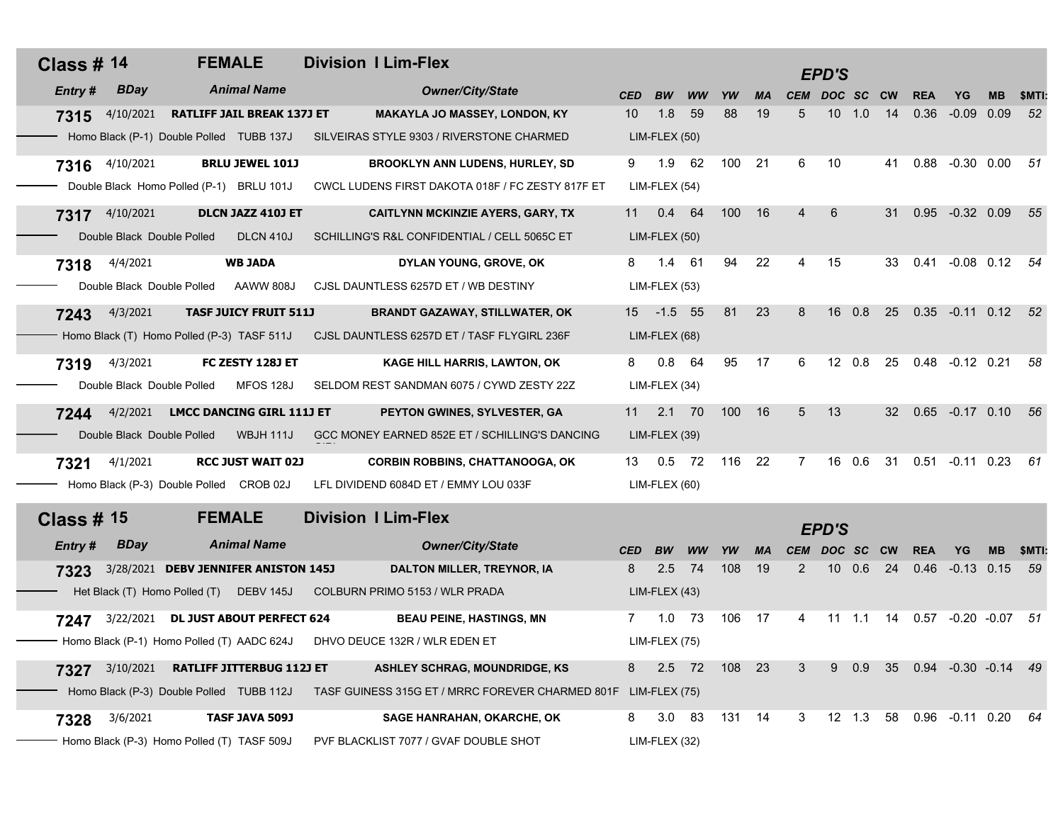## Class # 14 FEMALE Division I Lim-Flex

| Entry # | BDay | Animal Name | Owner/City/State | CED | BW | WW | YW | MA | CEM | DOC | SC | CW | REA | YG | MB | $MTI |
|---|---|---|---|---|---|---|---|---|---|---|---|---|---|---|---|---|
| 7315 | 4/10/2021 | RATLIFF JAIL BREAK 137J ET | MAKAYLA JO MASSEY, LONDON, KY | 10 | 1.8 | 59 | 88 | 19 | 5 | 10 | 1.0 | 14 | 0.36 | -0.09 | 0.09 | 52 |
| | Homo Black (P-1) Double Polled TUBB 137J | | SILVEIRAS STYLE 9303 / RIVERSTONE CHARMED | LIM-FLEX (50) | | | | | | | | | | | | |
| 7316 | 4/10/2021 | BRLU JEWEL 101J | BROOKLYN ANN LUDENS, HURLEY, SD | 9 | 1.9 | 62 | 100 | 21 | 6 | 10 | | 41 | 0.88 | -0.30 | 0.00 | 51 |
| | Double Black Homo Polled (P-1) BRLU 101J | | CWCL LUDENS FIRST DAKOTA 018F / FC ZESTY 817F ET | LIM-FLEX (54) | | | | | | | | | | | | |
| 7317 | 4/10/2021 | DLCN JAZZ 410J ET | CAITLYNN MCKINZIE AYERS, GARY, TX | 11 | 0.4 | 64 | 100 | 16 | 4 | 6 | | 31 | 0.95 | -0.32 | 0.09 | 55 |
| | Double Black Double Polled DLCN 410J | | SCHILLING'S R&L CONFIDENTIAL / CELL 5065C ET | LIM-FLEX (50) | | | | | | | | | | | | |
| 7318 | 4/4/2021 | WB JADA | DYLAN YOUNG, GROVE, OK | 8 | 1.4 | 61 | 94 | 22 | 4 | 15 | | 33 | 0.41 | -0.08 | 0.12 | 54 |
| | Double Black Double Polled AAWW 808J | | CJSL DAUNTLESS 6257D ET / WB DESTINY | LIM-FLEX (53) | | | | | | | | | | | | |
| 7243 | 4/3/2021 | TASF JUICY FRUIT 511J | BRANDT GAZAWAY, STILLWATER, OK | 15 | -1.5 | 55 | 81 | 23 | 8 | 16 | 0.8 | 25 | 0.35 | -0.11 | 0.12 | 52 |
| | Homo Black (T) Homo Polled (P-3) TASF 511J | | CJSL DAUNTLESS 6257D ET / TASF FLYGIRL 236F | LIM-FLEX (68) | | | | | | | | | | | | |
| 7319 | 4/3/2021 | FC ZESTY 128J ET | KAGE HILL HARRIS, LAWTON, OK | 8 | 0.8 | 64 | 95 | 17 | 6 | 12 | 0.8 | 25 | 0.48 | -0.12 | 0.21 | 58 |
| | Double Black Double Polled MFOS 128J | | SELDOM REST SANDMAN 6075 / CYWD ZESTY 22Z | LIM-FLEX (34) | | | | | | | | | | | | |
| 7244 | 4/2/2021 | LMCC DANCING GIRL 111J ET | PEYTON GWINES, SYLVESTER, GA | 11 | 2.1 | 70 | 100 | 16 | 5 | 13 | | 32 | 0.65 | -0.17 | 0.10 | 56 |
| | Double Black Double Polled WBJH 111J | | GCC MONEY EARNED 852E ET / SCHILLING'S DANCING GIRL | LIM-FLEX (39) | | | | | | | | | | | | |
| 7321 | 4/1/2021 | RCC JUST WAIT 02J | CORBIN ROBBINS, CHATTANOOGA, OK | 13 | 0.5 | 72 | 116 | 22 | 7 | 16 | 0.6 | 31 | 0.51 | -0.11 | 0.23 | 61 |
| | Homo Black (P-3) Double Polled CROB 02J | | LFL DIVIDEND 6084D ET / EMMY LOU 033F | LIM-FLEX (60) | | | | | | | | | | | | |

## Class # 15 FEMALE Division I Lim-Flex

| Entry # | BDay | Animal Name | Owner/City/State | CED | BW | WW | YW | MA | CEM | DOC | SC | CW | REA | YG | MB | $MTI |
|---|---|---|---|---|---|---|---|---|---|---|---|---|---|---|---|---|
| 7323 | 3/28/2021 | DEBV JENNIFER ANISTON 145J | DALTON MILLER, TREYNOR, IA | 8 | 2.5 | 74 | 108 | 19 | 2 | 10 | 0.6 | 24 | 0.46 | -0.13 | 0.15 | 59 |
| | Het Black (T) Homo Polled (T) DEBV 145J | | COLBURN PRIMO 5153 / WLR PRADA | LIM-FLEX (43) | | | | | | | | | | | | |
| 7247 | 3/22/2021 | DL JUST ABOUT PERFECT 624 | BEAU PEINE, HASTINGS, MN | 7 | 1.0 | 73 | 106 | 17 | 4 | 11 | 1.1 | 14 | 0.57 | -0.20 | -0.07 | 51 |
| | Homo Black (P-1) Homo Polled (T) AADC 624J | | DHVO DEUCE 132R / WLR EDEN ET | LIM-FLEX (75) | | | | | | | | | | | | |
| 7327 | 3/10/2021 | RATLIFF JITTERBUG 112J ET | ASHLEY SCHRAG, MOUNDRIDGE, KS | 8 | 2.5 | 72 | 108 | 23 | 3 | 9 | 0.9 | 35 | 0.94 | -0.30 | -0.14 | 49 |
| | Homo Black (P-3) Double Polled TUBB 112J | | TASF GUINESS 315G ET / MRRC FOREVER CHARMED 801F | LIM-FLEX (75) | | | | | | | | | | | | |
| 7328 | 3/6/2021 | TASF JAVA 509J | SAGE HANRAHAN, OKARCHE, OK | 8 | 3.0 | 83 | 131 | 14 | 3 | 12 | 1.3 | 58 | 0.96 | -0.11 | 0.20 | 64 |
| | Homo Black (P-3) Homo Polled (T) TASF 509J | | PVF BLACKLIST 7077 / GVAF DOUBLE SHOT | LIM-FLEX (32) | | | | | | | | | | | | |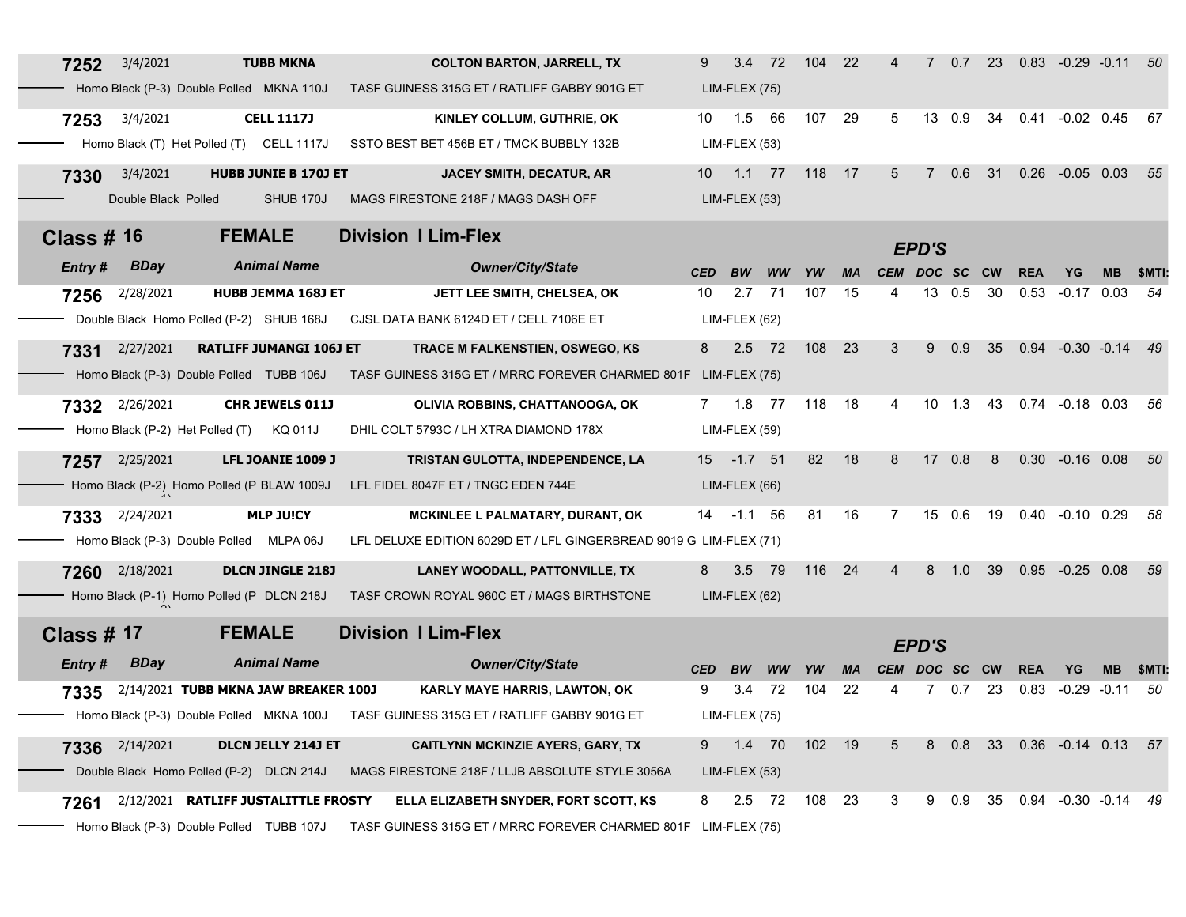| Entry # | BDay | Animal Name | Owner/City/State | CED | BW | WW | YW | MA | CEM | DOC | SC | CW | REA | YG | MB | $MTI: |
|---|---|---|---|---|---|---|---|---|---|---|---|---|---|---|---|---|
| 7252 | 3/4/2021 | TUBB MKNA | COLTON BARTON, JARRELL, TX | 9 | 3.4 | 72 | 104 | 22 | 4 | 7 | 0.7 | 23 | 0.83 | -0.29 | -0.11 | 50 |
| | Homo Black (P-3) Double Polled | MKNA 110J | TASF GUINESS 315G ET / RATLIFF GABBY 901G ET | LIM-FLEX (75) | | | | | | | | | | | | |
| 7253 | 3/4/2021 | CELL 1117J | KINLEY COLLUM, GUTHRIE, OK | 10 | 1.5 | 66 | 107 | 29 | 5 | 13 | 0.9 | 34 | 0.41 | -0.02 | 0.45 | 67 |
| | Homo Black (T) Het Polled (T) | CELL 1117J | SSTO BEST BET 456B ET / TMCK BUBBLY 132B | LIM-FLEX (53) | | | | | | | | | | | | |
| 7330 | 3/4/2021 | HUBB JUNIE B 170J ET | JACEY SMITH, DECATUR, AR | 10 | 1.1 | 77 | 118 | 17 | 5 | 7 | 0.6 | 31 | 0.26 | -0.05 | 0.03 | 55 |
| | Double Black Polled | SHUB 170J | MAGS FIRESTONE 218F / MAGS DASH OFF | LIM-FLEX (53) | | | | | | | | | | | | |

## Class # 16 FEMALE Division I Lim-Flex

| Entry # | BDay | Animal Name | Owner/City/State | CED | BW | WW | YW | MA | CEM | DOC | SC | CW | REA | YG | MB | $MTI: |
|---|---|---|---|---|---|---|---|---|---|---|---|---|---|---|---|---|
| 7256 | 2/28/2021 | HUBB JEMMA 168J ET | JETT LEE SMITH, CHELSEA, OK | 10 | 2.7 | 71 | 107 | 15 | 4 | 13 | 0.5 | 30 | 0.53 | -0.17 | 0.03 | 54 |
| | Double Black Homo Polled (P-2) | SHUB 168J | CJSL DATA BANK 6124D ET / CELL 7106E ET | LIM-FLEX (62) | | | | | | | | | | | | |
| 7331 | 2/27/2021 | RATLIFF JUMANGI 106J ET | TRACE M FALKENSTIEN, OSWEGO, KS | 8 | 2.5 | 72 | 108 | 23 | 3 | 9 | 0.9 | 35 | 0.94 | -0.30 | -0.14 | 49 |
| | Homo Black (P-3) Double Polled | TUBB 106J | TASF GUINESS 315G ET / MRRC FOREVER CHARMED 801F | LIM-FLEX (75) | | | | | | | | | | | | |
| 7332 | 2/26/2021 | CHR JEWELS 011J | OLIVIA ROBBINS, CHATTANOOGA, OK | 7 | 1.8 | 77 | 118 | 18 | 4 | 10 | 1.3 | 43 | 0.74 | -0.18 | 0.03 | 56 |
| | Homo Black (P-2) Het Polled (T) | KQ 011J | DHIL COLT 5793C / LH XTRA DIAMOND 178X | LIM-FLEX (59) | | | | | | | | | | | | |
| 7257 | 2/25/2021 | LFL JOANIE 1009 J | TRISTAN GULOTTA, INDEPENDENCE, LA | 15 | -1.7 | 51 | 82 | 18 | 8 | 17 | 0.8 | 8 | 0.30 | -0.16 | 0.08 | 50 |
| | Homo Black (P-2) Homo Polled (P | BLAW 1009J | LFL FIDEL 8047F ET / TNGC EDEN 744E | LIM-FLEX (66) | | | | | | | | | | | | |
| 7333 | 2/24/2021 | MLP JU!CY | MCKINLEE L PALMATARY, DURANT, OK | 14 | -1.1 | 56 | 81 | 16 | 7 | 15 | 0.6 | 19 | 0.40 | -0.10 | 0.29 | 58 |
| | Homo Black (P-3) Double Polled | MLPA 06J | LFL DELUXE EDITION 6029D ET / LFL GINGERBREAD 9019 G | LIM-FLEX (71) | | | | | | | | | | | | |
| 7260 | 2/18/2021 | DLCN JINGLE 218J | LANEY WOODALL, PATTONVILLE, TX | 8 | 3.5 | 79 | 116 | 24 | 4 | 8 | 1.0 | 39 | 0.95 | -0.25 | 0.08 | 59 |
| | Homo Black (P-1) Homo Polled (P | DLCN 218J | TASF CROWN ROYAL 960C ET / MAGS BIRTHSTONE | LIM-FLEX (62) | | | | | | | | | | | | |

## Class # 17 FEMALE Division I Lim-Flex

| Entry # | BDay | Animal Name | Owner/City/State | CED | BW | WW | YW | MA | CEM | DOC | SC | CW | REA | YG | MB | $MTI: |
|---|---|---|---|---|---|---|---|---|---|---|---|---|---|---|---|---|
| 7335 | 2/14/2021 | TUBB MKNA JAW BREAKER 100J | KARLY MAYE HARRIS, LAWTON, OK | 9 | 3.4 | 72 | 104 | 22 | 4 | 7 | 0.7 | 23 | 0.83 | -0.29 | -0.11 | 50 |
| | Homo Black (P-3) Double Polled | MKNA 100J | TASF GUINESS 315G ET / RATLIFF GABBY 901G ET | LIM-FLEX (75) | | | | | | | | | | | | |
| 7336 | 2/14/2021 | DLCN JELLY 214J ET | CAITLYNN MCKINZIE AYERS, GARY, TX | 9 | 1.4 | 70 | 102 | 19 | 5 | 8 | 0.8 | 33 | 0.36 | -0.14 | 0.13 | 57 |
| | Double Black Homo Polled (P-2) | DLCN 214J | MAGS FIRESTONE 218F / LLJB ABSOLUTE STYLE 3056A | LIM-FLEX (53) | | | | | | | | | | | | |
| 7261 | 2/12/2021 | RATLIFF JUSTALITTLE FROSTY | ELLA ELIZABETH SNYDER, FORT SCOTT, KS | 8 | 2.5 | 72 | 108 | 23 | 3 | 9 | 0.9 | 35 | 0.94 | -0.30 | -0.14 | 49 |
| | Homo Black (P-3) Double Polled | TUBB 107J | TASF GUINESS 315G ET / MRRC FOREVER CHARMED 801F | LIM-FLEX (75) | | | | | | | | | | | | |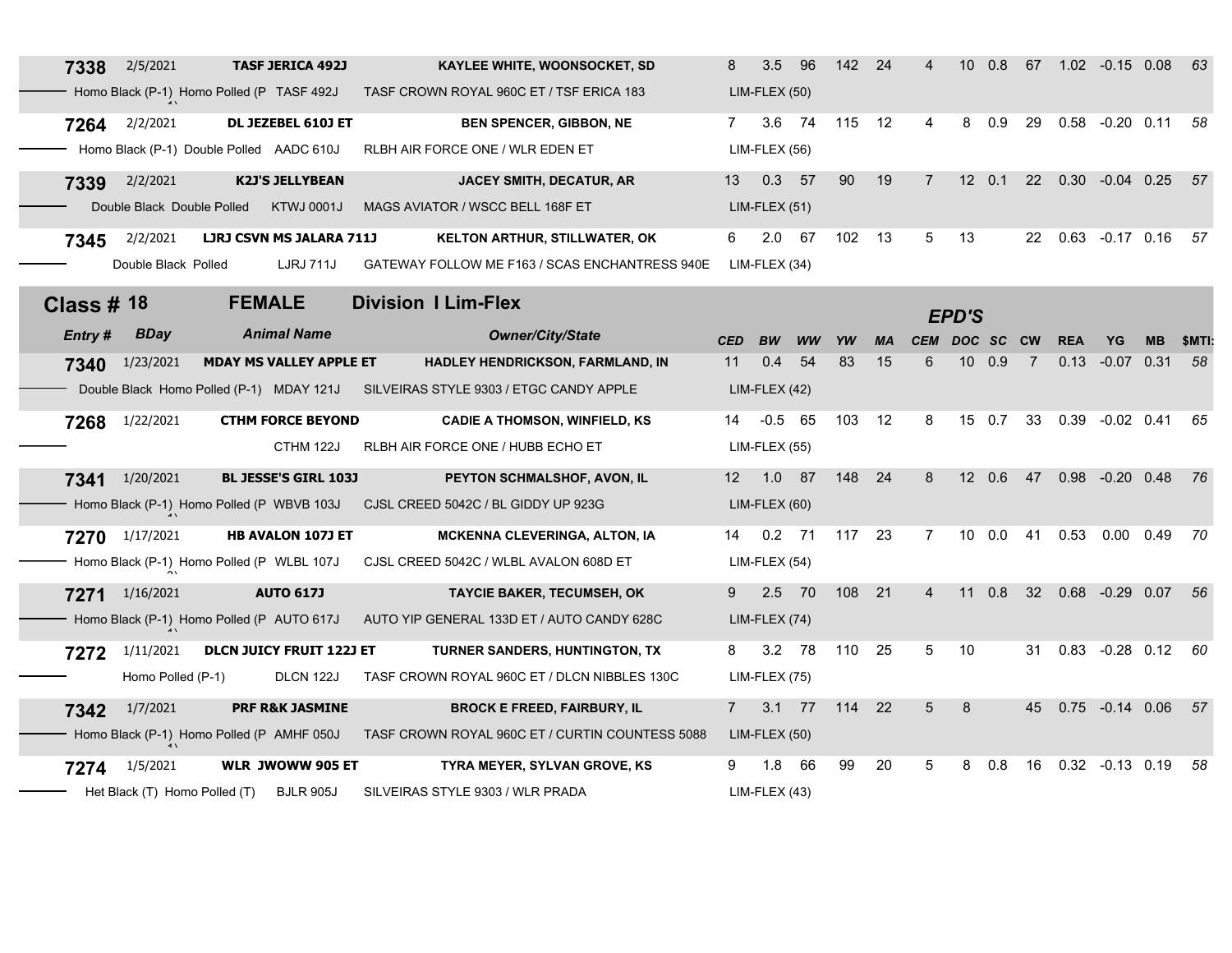| Entry # | BDay | Animal Name | Owner/City/State | CED | BW | WW | YW | MA | CEM | DOC | SC | CW | REA | YG | MB | $MTI |
|---|---|---|---|---|---|---|---|---|---|---|---|---|---|---|---|---|
| 7338 | 2/5/2021 | TASF JERICA 492J | KAYLEE WHITE, WOONSOCKET, SD | 8 | 3.5 | 96 | 142 | 24 | 4 | 10 | 0.8 | 67 | 1.02 | -0.15 | 0.08 | 63 |
| | Homo Black (P-1) Homo Polled (P | TASF 492J | TASF CROWN ROYAL 960C ET / TSF ERICA 183 | LIM-FLEX (50) | | | | | | | | | | | | |
| 7264 | 2/2/2021 | DL JEZEBEL 610J ET | BEN SPENCER, GIBBON, NE | 7 | 3.6 | 74 | 115 | 12 | 4 | 8 | 0.9 | 29 | 0.58 | -0.20 | 0.11 | 58 |
| | Homo Black (P-1) Double Polled | AADC 610J | RLBH AIR FORCE ONE / WLR EDEN ET | LIM-FLEX (56) | | | | | | | | | | | | |
| 7339 | 2/2/2021 | K2J'S JELLYBEAN | JACEY SMITH, DECATUR, AR | 13 | 0.3 | 57 | 90 | 19 | 7 | 12 | 0.1 | 22 | 0.30 | -0.04 | 0.25 | 57 |
| | Double Black Double Polled | KTWJ 0001J | MAGS AVIATOR / WSCC BELL 168F ET | LIM-FLEX (51) | | | | | | | | | | | | |
| 7345 | 2/2/2021 | LJRJ CSVN MS JALARA 711J | KELTON ARTHUR, STILLWATER, OK | 6 | 2.0 | 67 | 102 | 13 | 5 | 13 | | 22 | 0.63 | -0.17 | 0.16 | 57 |
| | Double Black Polled | LJRJ 711J | GATEWAY FOLLOW ME F163 / SCAS ENCHANTRESS 940E | LIM-FLEX (34) | | | | | | | | | | | | |

## Class # 18 FEMALE Division I Lim-Flex

| Entry # | BDay | Animal Name | Owner/City/State | CED | BW | WW | YW | MA | CEM | DOC | SC | CW | REA | YG | MB | $MTI |
|---|---|---|---|---|---|---|---|---|---|---|---|---|---|---|---|---|
| 7340 | 1/23/2021 | MDAY MS VALLEY APPLE ET | HADLEY HENDRICKSON, FARMLAND, IN | 11 | 0.4 | 54 | 83 | 15 | 6 | 10 | 0.9 | 7 | 0.13 | -0.07 | 0.31 | 58 |
| | Double Black Homo Polled (P-1) | MDAY 121J | SILVEIRAS STYLE 9303 / ETGC CANDY APPLE | LIM-FLEX (42) | | | | | | | | | | | | |
| 7268 | 1/22/2021 | CTHM FORCE BEYOND | CADIE A THOMSON, WINFIELD, KS | 14 | -0.5 | 65 | 103 | 12 | 8 | 15 | 0.7 | 33 | 0.39 | -0.02 | 0.41 | 65 |
| | | CTHM 122J | RLBH AIR FORCE ONE / HUBB ECHO ET | LIM-FLEX (55) | | | | | | | | | | | | |
| 7341 | 1/20/2021 | BL JESSE'S GIRL 103J | PEYTON SCHMALSHOF, AVON, IL | 12 | 1.0 | 87 | 148 | 24 | 8 | 12 | 0.6 | 47 | 0.98 | -0.20 | 0.48 | 76 |
| | Homo Black (P-1) Homo Polled (P | WBVB 103J | CJSL CREED 5042C / BL GIDDY UP 923G | LIM-FLEX (60) | | | | | | | | | | | | |
| 7270 | 1/17/2021 | HB AVALON 107J ET | MCKENNA CLEVERINGA, ALTON, IA | 14 | 0.2 | 71 | 117 | 23 | 7 | 10 | 0.0 | 41 | 0.53 | 0.00 | 0.49 | 70 |
| | Homo Black (P-1) Homo Polled (P | WLBL 107J | CJSL CREED 5042C / WLBL AVALON 608D ET | LIM-FLEX (54) | | | | | | | | | | | | |
| 7271 | 1/16/2021 | AUTO 617J | TAYCIE BAKER, TECUMSEH, OK | 9 | 2.5 | 70 | 108 | 21 | 4 | 11 | 0.8 | 32 | 0.68 | -0.29 | 0.07 | 56 |
| | Homo Black (P-1) Homo Polled (P | AUTO 617J | AUTO YIP GENERAL 133D ET / AUTO CANDY 628C | LIM-FLEX (74) | | | | | | | | | | | | |
| 7272 | 1/11/2021 | DLCN JUICY FRUIT 122J ET | TURNER SANDERS, HUNTINGTON, TX | 8 | 3.2 | 78 | 110 | 25 | 5 | 10 | | 31 | 0.83 | -0.28 | 0.12 | 60 |
| | Homo Polled (P-1) | DLCN 122J | TASF CROWN ROYAL 960C ET / DLCN NIBBLES 130C | LIM-FLEX (75) | | | | | | | | | | | | |
| 7342 | 1/7/2021 | PRF R&K JASMINE | BROCK E FREED, FAIRBURY, IL | 7 | 3.1 | 77 | 114 | 22 | 5 | 8 | | 45 | 0.75 | -0.14 | 0.06 | 57 |
| | Homo Black (P-1) Homo Polled (P | AMHF 050J | TASF CROWN ROYAL 960C ET / CURTIN COUNTESS 5088 | LIM-FLEX (50) | | | | | | | | | | | | |
| 7274 | 1/5/2021 | WLR JWOWW 905 ET | TYRA MEYER, SYLVAN GROVE, KS | 9 | 1.8 | 66 | 99 | 20 | 5 | 8 | 0.8 | 16 | 0.32 | -0.13 | 0.19 | 58 |
| | Het Black (T) Homo Polled (T) | BJLR 905J | SILVEIRAS STYLE 9303 / WLR PRADA | LIM-FLEX (43) | | | | | | | | | | | | |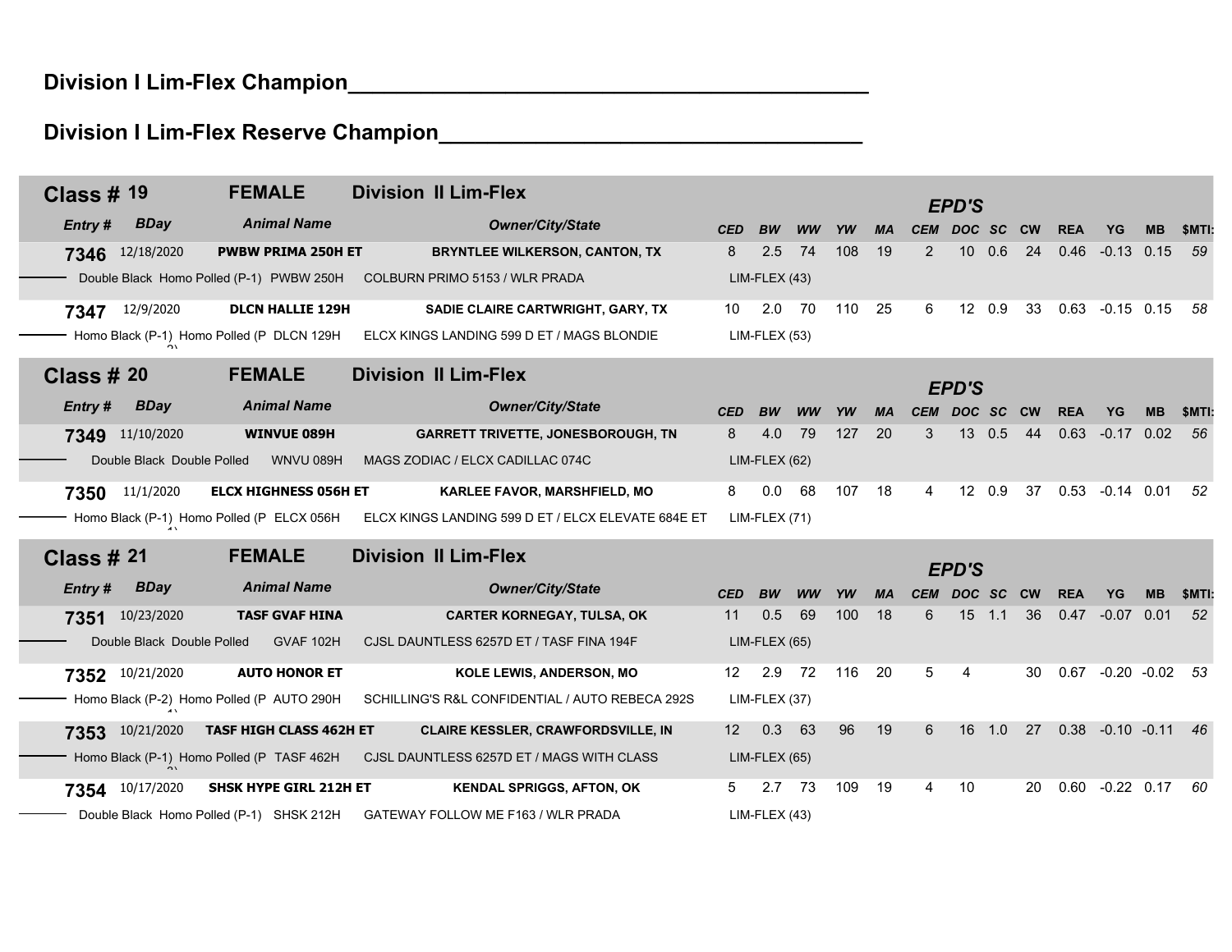## Division I Lim-Flex Champion________________________________________

## Division I Lim-Flex Reserve Champion_________________________________

### Class # 19 FEMALE Division II Lim-Flex

| Entry # | BDay | Animal Name | Owner/City/State | CED | BW | WW | YW | MA | CEM | DOC | SC | CW | REA | YG | MB | $MTI: |
|---|---|---|---|---|---|---|---|---|---|---|---|---|---|---|---|---|
| 7346 | 12/18/2020 | PWBW PRIMA 250H ET | BRYNTLEE WILKERSON, CANTON, TX | 8 | 2.5 | 74 | 108 | 19 | 2 | 10 | 0.6 | 24 | 0.46 | -0.13 | 0.15 | 59 |
| | Double Black Homo Polled (P-1) | PWBW 250H | COLBURN PRIMO 5153 / WLR PRADA | LIM-FLEX (43) | | | | | | | | | | | | |
| 7347 | 12/9/2020 | DLCN HALLIE 129H | SADIE CLAIRE CARTWRIGHT, GARY, TX | 10 | 2.0 | 70 | 110 | 25 | 6 | 12 | 0.9 | 33 | 0.63 | -0.15 | 0.15 | 58 |
| | Homo Black (P-1) Homo Polled (P-2) | DLCN 129H | ELCX KINGS LANDING 599 D ET / MAGS BLONDIE | LIM-FLEX (53) | | | | | | | | | | | | |

### Class # 20 FEMALE Division II Lim-Flex

| Entry # | BDay | Animal Name | Owner/City/State | CED | BW | WW | YW | MA | CEM | DOC | SC | CW | REA | YG | MB | $MTI: |
|---|---|---|---|---|---|---|---|---|---|---|---|---|---|---|---|---|
| 7349 | 11/10/2020 | WINVUE 089H | GARRETT TRIVETTE, JONESBOROUGH, TN | 8 | 4.0 | 79 | 127 | 20 | 3 | 13 | 0.5 | 44 | 0.63 | -0.17 | 0.02 | 56 |
| | Double Black Double Polled | WNVU 089H | MAGS ZODIAC / ELCX CADILLAC 074C | LIM-FLEX (62) | | | | | | | | | | | | |
| 7350 | 11/1/2020 | ELCX HIGHNESS 056H ET | KARLEE FAVOR, MARSHFIELD, MO | 8 | 0.0 | 68 | 107 | 18 | 4 | 12 | 0.9 | 37 | 0.53 | -0.14 | 0.01 | 52 |
| | Homo Black (P-1) Homo Polled (P-4) | ELCX 056H | ELCX KINGS LANDING 599 D ET / ELCX ELEVATE 684E ET | LIM-FLEX (71) | | | | | | | | | | | | |

### Class # 21 FEMALE Division II Lim-Flex

| Entry # | BDay | Animal Name | Owner/City/State | CED | BW | WW | YW | MA | CEM | DOC | SC | CW | REA | YG | MB | $MTI: |
|---|---|---|---|---|---|---|---|---|---|---|---|---|---|---|---|---|
| 7351 | 10/23/2020 | TASF GVAF HINA | CARTER KORNEGAY, TULSA, OK | 11 | 0.5 | 69 | 100 | 18 | 6 | 15 | 1.1 | 36 | 0.47 | -0.07 | 0.01 | 52 |
| | Double Black Double Polled | GVAF 102H | CJSL DAUNTLESS 6257D ET / TASF FINA 194F | LIM-FLEX (65) | | | | | | | | | | | | |
| 7352 | 10/21/2020 | AUTO HONOR ET | KOLE LEWIS, ANDERSON, MO | 12 | 2.9 | 72 | 116 | 20 | 5 | 4 | | 30 | 0.67 | -0.20 | -0.02 | 53 |
| | Homo Black (P-2) Homo Polled (P-4) | AUTO 290H | SCHILLING'S R&L CONFIDENTIAL / AUTO REBECA 292S | LIM-FLEX (37) | | | | | | | | | | | | |
| 7353 | 10/21/2020 | TASF HIGH CLASS 462H ET | CLAIRE KESSLER, CRAWFORDSVILLE, IN | 12 | 0.3 | 63 | 96 | 19 | 6 | 16 | 1.0 | 27 | 0.38 | -0.10 | -0.11 | 46 |
| | Homo Black (P-1) Homo Polled (P-2) | TASF 462H | CJSL DAUNTLESS 6257D ET / MAGS WITH CLASS | LIM-FLEX (65) | | | | | | | | | | | | |
| 7354 | 10/17/2020 | SHSK HYPE GIRL 212H ET | KENDAL SPRIGGS, AFTON, OK | 5 | 2.7 | 73 | 109 | 19 | 4 | 10 | | 20 | 0.60 | -0.22 | 0.17 | 60 |
| | Double Black Homo Polled (P-1) | SHSK 212H | GATEWAY FOLLOW ME F163 / WLR PRADA | LIM-FLEX (43) | | | | | | | | | | | | |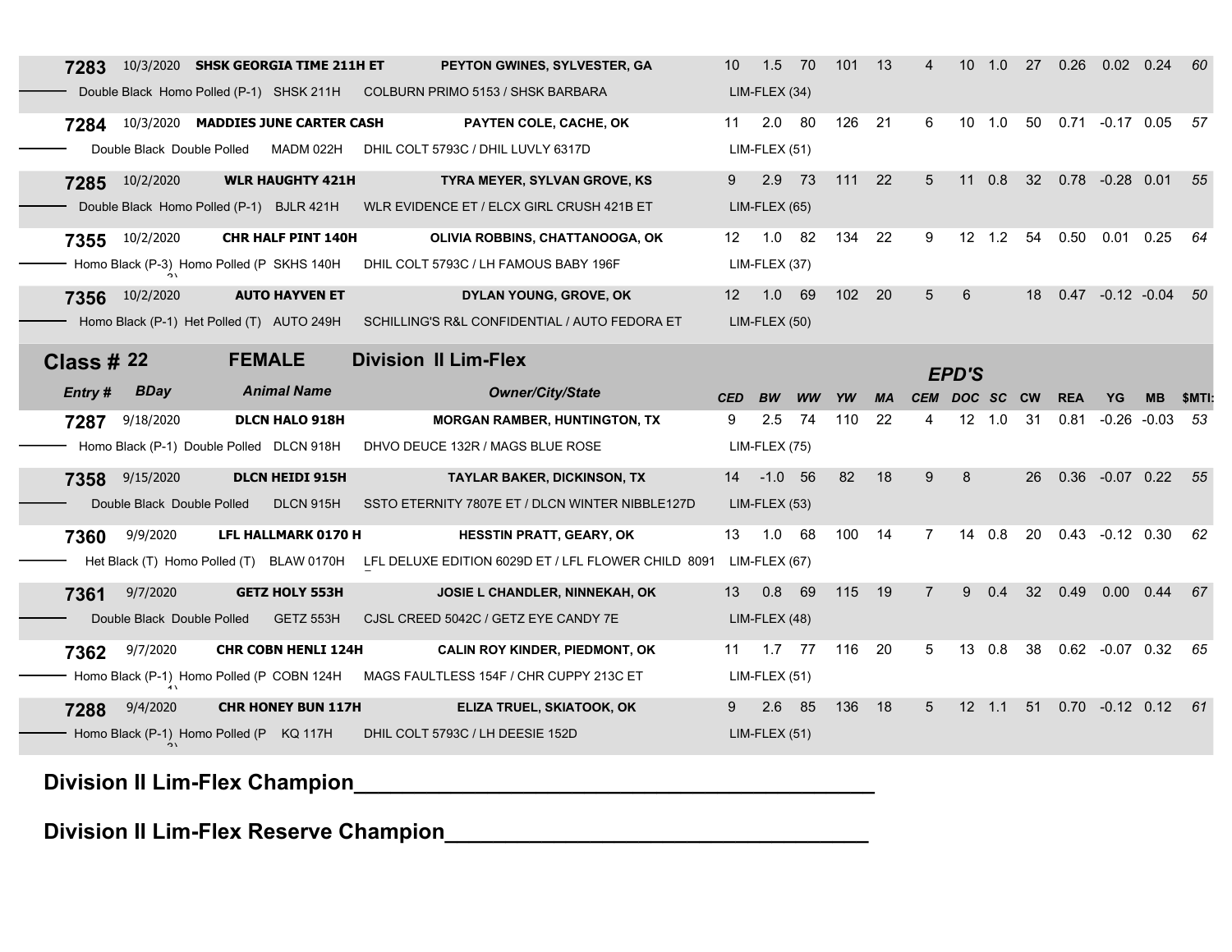| Entry # | BDay | Animal Name | Owner/City/State | CED | BW | WW | YW | MA | CEM | DOC | SC | CW | REA | YG | MB | $MTI: |
|---|---|---|---|---|---|---|---|---|---|---|---|---|---|---|---|---|
| 7283 | 10/3/2020 | SHSK GEORGIA TIME 211H ET | PEYTON GWINES, SYLVESTER, GA | 10 | 1.5 | 70 | 101 | 13 | 4 | 10 | 1.0 | 27 | 0.26 | 0.02 | 0.24 | 60 |
| | Double Black Homo Polled (P-1) | SHSK 211H | COLBURN PRIMO 5153 / SHSK BARBARA | LIM-FLEX (34) | | | | | | | | | | | | |
| 7284 | 10/3/2020 | MADDIES JUNE CARTER CASH | PAYTEN COLE, CACHE, OK | 11 | 2.0 | 80 | 126 | 21 | 6 | 10 | 1.0 | 50 | 0.71 | -0.17 | 0.05 | 57 |
| | Double Black Double Polled | MADM 022H | DHIL COLT 5793C / DHIL LUVLY 6317D | LIM-FLEX (51) | | | | | | | | | | | | |
| 7285 | 10/2/2020 | WLR HAUGHTY 421H | TYRA MEYER, SYLVAN GROVE, KS | 9 | 2.9 | 73 | 111 | 22 | 5 | 11 | 0.8 | 32 | 0.78 | -0.28 | 0.01 | 55 |
| | Double Black Homo Polled (P-1) | BJLR 421H | WLR EVIDENCE ET / ELCX GIRL CRUSH 421B ET | LIM-FLEX (65) | | | | | | | | | | | | |
| 7355 | 10/2/2020 | CHR HALF PINT 140H | OLIVIA ROBBINS, CHATTANOOGA, OK | 12 | 1.0 | 82 | 134 | 22 | 9 | 12 | 1.2 | 54 | 0.50 | 0.01 | 0.25 | 64 |
| | Homo Black (P-3) Homo Polled (P-3) | SKHS 140H | DHIL COLT 5793C / LH FAMOUS BABY 196F | LIM-FLEX (37) | | | | | | | | | | | | |
| 7356 | 10/2/2020 | AUTO HAYVEN ET | DYLAN YOUNG, GROVE, OK | 12 | 1.0 | 69 | 102 | 20 | 5 | 6 | | 18 | 0.47 | -0.12 | -0.04 | 50 |
| | Homo Black (P-1) Het Polled (T) | AUTO 249H | SCHILLING'S R&L CONFIDENTIAL / AUTO FEDORA ET | LIM-FLEX (50) | | | | | | | | | | | | |

## Class # 22 FEMALE Division II Lim-Flex

| Entry # | BDay | Animal Name | Owner/City/State | CED | BW | WW | YW | MA | CEM | DOC | SC | CW | REA | YG | MB | $MTI: |
|---|---|---|---|---|---|---|---|---|---|---|---|---|---|---|---|---|
| | | | | EPD'S | | | | | | | | | | | | |
| 7287 | 9/18/2020 | DLCN HALO 918H | MORGAN RAMBER, HUNTINGTON, TX | 9 | 2.5 | 74 | 110 | 22 | 4 | 12 | 1.0 | 31 | 0.81 | -0.26 | -0.03 | 53 |
| | Homo Black (P-1) Double Polled | DLCN 918H | DHVO DEUCE 132R / MAGS BLUE ROSE | LIM-FLEX (75) | | | | | | | | | | | | |
| 7358 | 9/15/2020 | DLCN HEIDI 915H | TAYLAR BAKER, DICKINSON, TX | 14 | -1.0 | 56 | 82 | 18 | 9 | 8 | | 26 | 0.36 | -0.07 | 0.22 | 55 |
| | Double Black Double Polled | DLCN 915H | SSTO ETERNITY 7807E ET / DLCN WINTER NIBBLE127D | LIM-FLEX (53) | | | | | | | | | | | | |
| 7360 | 9/9/2020 | LFL HALLMARK 0170 H | HESSTIN PRATT, GEARY, OK | 13 | 1.0 | 68 | 100 | 14 | 7 | 14 | 0.8 | 20 | 0.43 | -0.12 | 0.30 | 62 |
| | Het Black (T) Homo Polled (T) | BLAW 0170H | LFL DELUXE EDITION 6029D ET / LFL FLOWER CHILD 8091 | LIM-FLEX (67) | | | | | | | | | | | | |
| 7361 | 9/7/2020 | GETZ HOLY 553H | JOSIE L CHANDLER, NINNEKAH, OK | 13 | 0.8 | 69 | 115 | 19 | 7 | 9 | 0.4 | 32 | 0.49 | 0.00 | 0.44 | 67 |
| | Double Black Double Polled | GETZ 553H | CJSL CREED 5042C / GETZ EYE CANDY 7E | LIM-FLEX (48) | | | | | | | | | | | | |
| 7362 | 9/7/2020 | CHR COBN HENLI 124H | CALIN ROY KINDER, PIEDMONT, OK | 11 | 1.7 | 77 | 116 | 20 | 5 | 13 | 0.8 | 38 | 0.62 | -0.07 | 0.32 | 65 |
| | Homo Black (P-1) Homo Polled (P-1) | COBN 124H | MAGS FAULTLESS 154F / CHR CUPPY 213C ET | LIM-FLEX (51) | | | | | | | | | | | | |
| 7288 | 9/4/2020 | CHR HONEY BUN 117H | ELIZA TRUEL, SKIATOOK, OK | 9 | 2.6 | 85 | 136 | 18 | 5 | 12 | 1.1 | 51 | 0.70 | -0.12 | 0.12 | 61 |
| | Homo Black (P-1) Homo Polled (P-3) | KQ 117H | DHIL COLT 5793C / LH DEESIE 152D | LIM-FLEX (51) | | | | | | | | | | | | |

**Division II Lim-Flex Champion**\_\_\_\_\_\_\_\_\_\_\_\_\_\_\_\_\_\_\_\_\_\_\_\_\_\_\_\_\_\_\_\_\_\_\_\_\_\_\_\_

**Division II Lim-Flex Reserve Champion**\_\_\_\_\_\_\_\_\_\_\_\_\_\_\_\_\_\_\_\_\_\_\_\_\_\_\_\_\_\_\_\_\_\_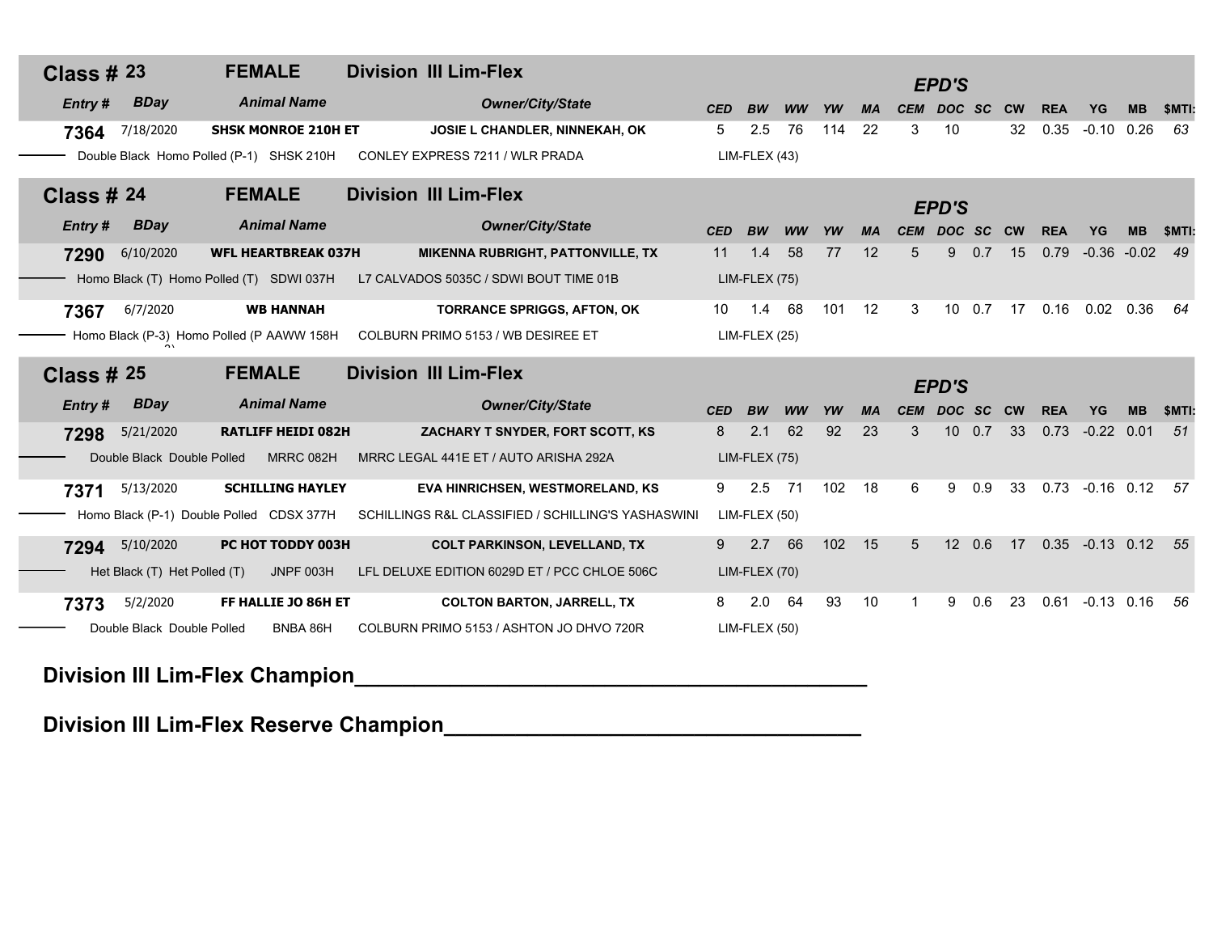## Class # 23 FEMALE Division III Lim-Flex

| Entry # | BDay | Animal Name | Owner/City/State | CED | BW | WW | YW | MA | CEM | DOC | SC | CW | REA | YG | MB | $MTI: |
|---|---|---|---|---|---|---|---|---|---|---|---|---|---|---|---|---|
| 7364 | 7/18/2020 | SHSK MONROE 210H ET | JOSIE L CHANDLER, NINNEKAH, OK | 5 | 2.5 | 76 | 114 | 22 | 3 | 10 | | 32 | 0.35 | -0.10 | 0.26 | 63 |
| | Double Black Homo Polled (P-1) | SHSK 210H | CONLEY EXPRESS 7211 / WLR PRADA | LIM-FLEX (43) | | | | | | | | | | | | |

## Class # 24 FEMALE Division III Lim-Flex

| Entry # | BDay | Animal Name | Owner/City/State | CED | BW | WW | YW | MA | CEM | DOC | SC | CW | REA | YG | MB | $MTI: |
|---|---|---|---|---|---|---|---|---|---|---|---|---|---|---|---|---|
| 7290 | 6/10/2020 | WFL HEARTBREAK 037H | MIKENNA RUBRIGHT, PATTONVILLE, TX | 11 | 1.4 | 58 | 77 | 12 | 5 | 9 | 0.7 | 15 | 0.79 | -0.36 | -0.02 | 49 |
| | Homo Black (T) Homo Polled (T) | SDWI 037H | L7 CALVADOS 5035C / SDWI BOUT TIME 01B | LIM-FLEX (75) | | | | | | | | | | | | |
| 7367 | 6/7/2020 | WB HANNAH | TORRANCE SPRIGGS, AFTON, OK | 10 | 1.4 | 68 | 101 | 12 | 3 | 10 | 0.7 | 17 | 0.16 | 0.02 | 0.36 | 64 |
| | Homo Black (P-3) Homo Polled (P-3) | AAWW 158H | COLBURN PRIMO 5153 / WB DESIREE ET | LIM-FLEX (25) | | | | | | | | | | | | |

## Class # 25 FEMALE Division III Lim-Flex

| Entry # | BDay | Animal Name | Owner/City/State | CED | BW | WW | YW | MA | CEM | DOC | SC | CW | REA | YG | MB | $MTI: |
|---|---|---|---|---|---|---|---|---|---|---|---|---|---|---|---|---|
| 7298 | 5/21/2020 | RATLIFF HEIDI 082H | ZACHARY T SNYDER, FORT SCOTT, KS | 8 | 2.1 | 62 | 92 | 23 | 3 | 10 | 0.7 | 33 | 0.73 | -0.22 | 0.01 | 51 |
| | Double Black Double Polled | MRRC 082H | MRRC LEGAL 441E ET / AUTO ARISHA 292A | LIM-FLEX (75) | | | | | | | | | | | | |
| 7371 | 5/13/2020 | SCHILLING HAYLEY | EVA HINRICHSEN, WESTMORELAND, KS | 9 | 2.5 | 71 | 102 | 18 | 6 | 9 | 0.9 | 33 | 0.73 | -0.16 | 0.12 | 57 |
| | Homo Black (P-1) Double Polled | CDSX 377H | SCHILLINGS R&L CLASSIFIED / SCHILLING'S YASHASWINI | LIM-FLEX (50) | | | | | | | | | | | | |
| 7294 | 5/10/2020 | PC HOT TODDY 003H | COLT PARKINSON, LEVELLAND, TX | 9 | 2.7 | 66 | 102 | 15 | 5 | 12 | 0.6 | 17 | 0.35 | -0.13 | 0.12 | 55 |
| | Het Black (T) Het Polled (T) | JNPF 003H | LFL DELUXE EDITION 6029D ET / PCC CHLOE 506C | LIM-FLEX (70) | | | | | | | | | | | | |
| 7373 | 5/2/2020 | FF HALLIE JO 86H ET | COLTON BARTON, JARRELL, TX | 8 | 2.0 | 64 | 93 | 10 | 1 | 9 | 0.6 | 23 | 0.61 | -0.13 | 0.16 | 56 |
| | Double Black Double Polled | BNBA 86H | COLBURN PRIMO 5153 / ASHTON JO DHVO 720R | LIM-FLEX (50) | | | | | | | | | | | | |

**Division III Lim-Flex Champion**\_\_\_\_\_\_\_\_\_\_\_\_\_\_\_\_\_\_\_\_\_\_\_\_\_\_\_\_\_\_\_\_\_\_\_\_

**Division III Lim-Flex Reserve Champion**\_\_\_\_\_\_\_\_\_\_\_\_\_\_\_\_\_\_\_\_\_\_\_\_\_\_\_\_\_\_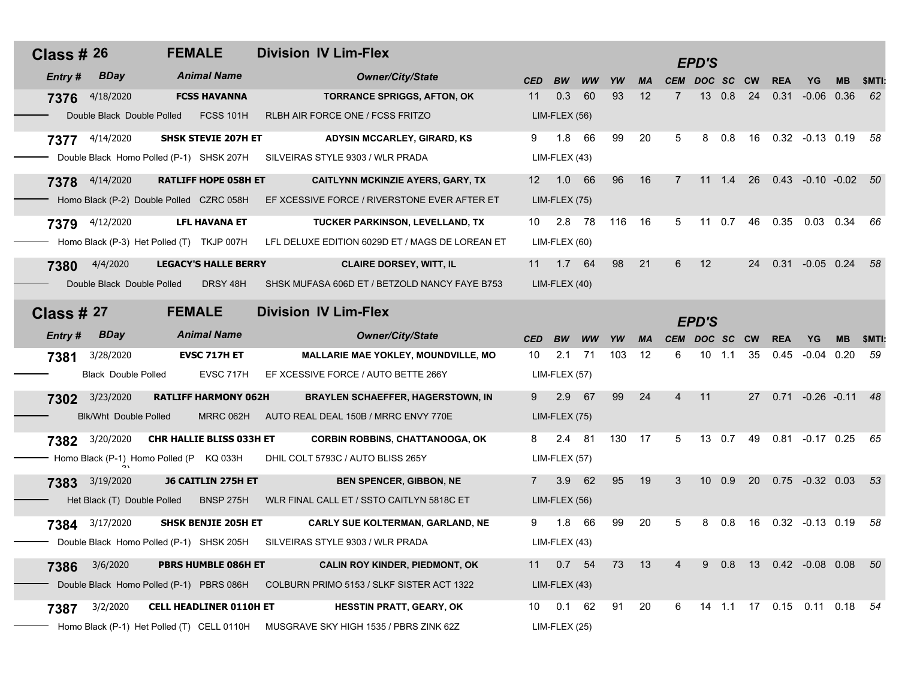## Class # 26 FEMALE Division IV Lim-Flex

| Entry # | BDay | Animal Name | Owner/City/State | CED | BW | WW | YW | MA | CEM | DOC | SC | CW | REA | YG | MB | $MTI |
|---|---|---|---|---|---|---|---|---|---|---|---|---|---|---|---|---|
| 7376 | 4/18/2020 | FCSS HAVANNA | TORRANCE SPRIGGS, AFTON, OK | 11 | 0.3 | 60 | 93 | 12 | 7 | 13 | 0.8 | 24 | 0.31 | -0.06 | 0.36 | 62 |
| | Double Black Double Polled | FCSS 101H | RLBH AIR FORCE ONE / FCSS FRITZO | LIM-FLEX (56) | | | | | | | | | | | | |
| 7377 | 4/14/2020 | SHSK STEVIE 207H ET | ADYSIN MCCARLEY, GIRARD, KS | 9 | 1.8 | 66 | 99 | 20 | 5 | 8 | 0.8 | 16 | 0.32 | -0.13 | 0.19 | 58 |
| | Double Black Homo Polled (P-1) | SHSK 207H | SILVEIRAS STYLE 9303 / WLR PRADA | LIM-FLEX (43) | | | | | | | | | | | | |
| 7378 | 4/14/2020 | RATLIFF HOPE 058H ET | CAITLYNN MCKINZIE AYERS, GARY, TX | 12 | 1.0 | 66 | 96 | 16 | 7 | 11 | 1.4 | 26 | 0.43 | -0.10 | -0.02 | 50 |
| | Homo Black (P-2) Double Polled | CZRC 058H | EF XCESSIVE FORCE / RIVERSTONE EVER AFTER ET | LIM-FLEX (75) | | | | | | | | | | | | |
| 7379 | 4/12/2020 | LFL HAVANA ET | TUCKER PARKINSON, LEVELLAND, TX | 10 | 2.8 | 78 | 116 | 16 | 5 | 11 | 0.7 | 46 | 0.35 | 0.03 | 0.34 | 66 |
| | Homo Black (P-3) Het Polled (T) | TKJP 007H | LFL DELUXE EDITION 6029D ET / MAGS DE LOREAN ET | LIM-FLEX (60) | | | | | | | | | | | | |
| 7380 | 4/4/2020 | LEGACY'S HALLE BERRY | CLAIRE DORSEY, WITT, IL | 11 | 1.7 | 64 | 98 | 21 | 6 | 12 | | 24 | 0.31 | -0.05 | 0.24 | 58 |
| | Double Black Double Polled | DRSY 48H | SHSK MUFASA 606D ET / BETZOLD NANCY FAYE B753 | LIM-FLEX (40) | | | | | | | | | | | | |

## Class # 27 FEMALE Division IV Lim-Flex

| Entry # | BDay | Animal Name | Owner/City/State | CED | BW | WW | YW | MA | CEM | DOC | SC | CW | REA | YG | MB | $MTI |
|---|---|---|---|---|---|---|---|---|---|---|---|---|---|---|---|---|
| 7381 | 3/28/2020 | EVSC 717H ET | MALLARIE MAE YOKLEY, MOUNDVILLE, MO | 10 | 2.1 | 71 | 103 | 12 | 6 | 10 | 1.1 | 35 | 0.45 | -0.04 | 0.20 | 59 |
| | Black Double Polled | EVSC 717H | EF XCESSIVE FORCE / AUTO BETTE 266Y | LIM-FLEX (57) | | | | | | | | | | | | |
| 7302 | 3/23/2020 | RATLIFF HARMONY 062H | BRAYLEN SCHAEFFER, HAGERSTOWN, IN | 9 | 2.9 | 67 | 99 | 24 | 4 | 11 | | 27 | 0.71 | -0.26 | -0.11 | 48 |
| | Blk/Wht Double Polled | MRRC 062H | AUTO REAL DEAL 150B / MRRC ENVY 770E | LIM-FLEX (75) | | | | | | | | | | | | |
| 7382 | 3/20/2020 | CHR HALLIE BLISS 033H ET | CORBIN ROBBINS, CHATTANOOGA, OK | 8 | 2.4 | 81 | 130 | 17 | 5 | 13 | 0.7 | 49 | 0.81 | -0.17 | 0.25 | 65 |
| | Homo Black (P-1) Homo Polled (P-3) | KQ 033H | DHIL COLT 5793C / AUTO BLISS 265Y | LIM-FLEX (57) | | | | | | | | | | | | |
| 7383 | 3/19/2020 | J6 CAITLIN 275H ET | BEN SPENCER, GIBBON, NE | 7 | 3.9 | 62 | 95 | 19 | 3 | 10 | 0.9 | 20 | 0.75 | -0.32 | 0.03 | 53 |
| | Het Black (T) Double Polled | BNSP 275H | WLR FINAL CALL ET / SSTO CAITLYN 5818C ET | LIM-FLEX (56) | | | | | | | | | | | | |
| 7384 | 3/17/2020 | SHSK BENJIE 205H ET | CARLY SUE KOLTERMAN, GARLAND, NE | 9 | 1.8 | 66 | 99 | 20 | 5 | 8 | 0.8 | 16 | 0.32 | -0.13 | 0.19 | 58 |
| | Double Black Homo Polled (P-1) | SHSK 205H | SILVEIRAS STYLE 9303 / WLR PRADA | LIM-FLEX (43) | | | | | | | | | | | | |
| 7386 | 3/6/2020 | PBRS HUMBLE 086H ET | CALIN ROY KINDER, PIEDMONT, OK | 11 | 0.7 | 54 | 73 | 13 | 4 | 9 | 0.8 | 13 | 0.42 | -0.08 | 0.08 | 50 |
| | Double Black Homo Polled (P-1) | PBRS 086H | COLBURN PRIMO 5153 / SLKF SISTER ACT 1322 | LIM-FLEX (43) | | | | | | | | | | | | |
| 7387 | 3/2/2020 | CELL HEADLINER 0110H ET | HESSTIN PRATT, GEARY, OK | 10 | 0.1 | 62 | 91 | 20 | 6 | 14 | 1.1 | 17 | 0.15 | 0.11 | 0.18 | 54 |
| | Homo Black (P-1) Het Polled (T) | CELL 0110H | MUSGRAVE SKY HIGH 1535 / PBRS ZINK 62Z | LIM-FLEX (25) | | | | | | | | | | | | |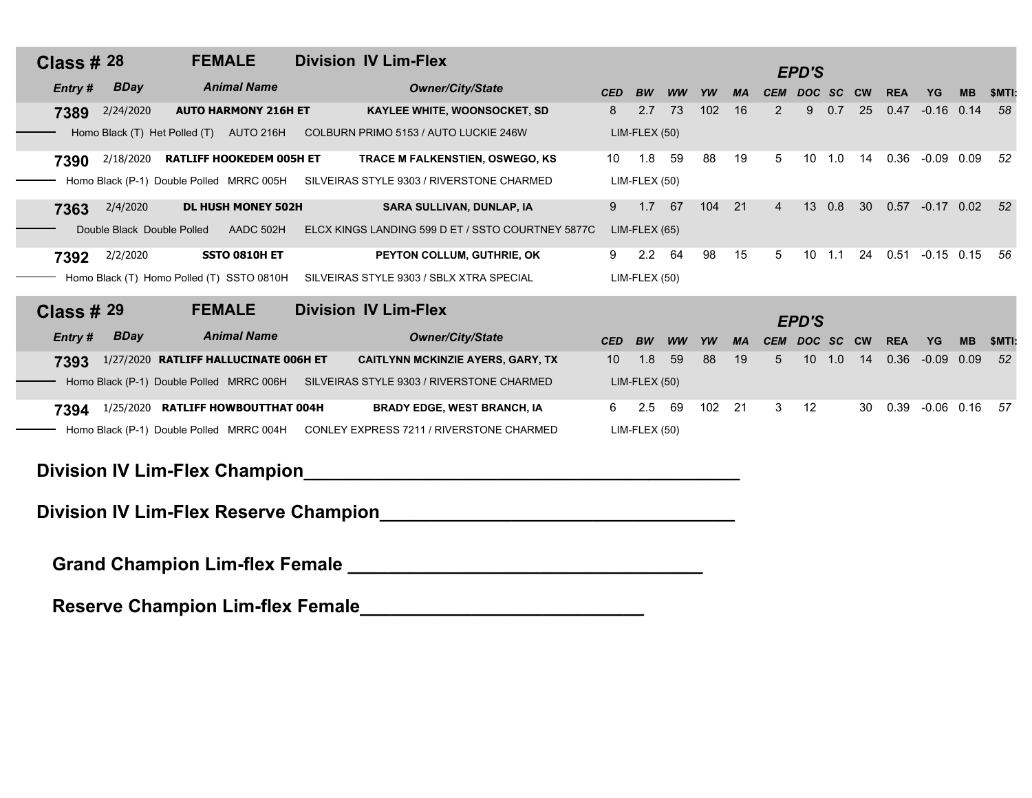## Class # 28 FEMALE Division IV Lim-Flex

| Entry # | BDay | Animal Name | Owner/City/State | CED | BW | WW | YW | MA | CEM | DOC | SC | CW | REA | YG | MB | $MTI: |
|---|---|---|---|---|---|---|---|---|---|---|---|---|---|---|---|---|
| 7389 | 2/24/2020 | AUTO HARMONY 216H ET | KAYLEE WHITE, WOONSOCKET, SD | 8 | 2.7 | 73 | 102 | 16 | 2 | 9 | 0.7 | 25 | 0.47 | -0.16 | 0.14 | 58 |
| | Homo Black (T) Het Polled (T) | AUTO 216H | COLBURN PRIMO 5153 / AUTO LUCKIE 246W | LIM-FLEX (50) | | | | | | | | | | | | |
| 7390 | 2/18/2020 | RATLIFF HOOKEDEM 005H ET | TRACE M FALKENSTIEN, OSWEGO, KS | 10 | 1.8 | 59 | 88 | 19 | 5 | 10 | 1.0 | 14 | 0.36 | -0.09 | 0.09 | 52 |
| | Homo Black (P-1) Double Polled | MRRC 005H | SILVEIRAS STYLE 9303 / RIVERSTONE CHARMED | LIM-FLEX (50) | | | | | | | | | | | | |
| 7363 | 2/4/2020 | DL HUSH MONEY 502H | SARA SULLIVAN, DUNLAP, IA | 9 | 1.7 | 67 | 104 | 21 | 4 | 13 | 0.8 | 30 | 0.57 | -0.17 | 0.02 | 52 |
| | Double Black Double Polled | AADC 502H | ELCX KINGS LANDING 599 D ET / SSTO COURTNEY 5877C | LIM-FLEX (65) | | | | | | | | | | | | |
| 7392 | 2/2/2020 | SSTO 0810H ET | PEYTON COLLUM, GUTHRIE, OK | 9 | 2.2 | 64 | 98 | 15 | 5 | 10 | 1.1 | 24 | 0.51 | -0.15 | 0.15 | 56 |
| | Homo Black (T) Homo Polled (T) | SSTO 0810H | SILVEIRAS STYLE 9303 / SBLX XTRA SPECIAL | LIM-FLEX (50) | | | | | | | | | | | | |

## Class # 29 FEMALE Division IV Lim-Flex

| Entry # | BDay | Animal Name | Owner/City/State | CED | BW | WW | YW | MA | CEM | DOC | SC | CW | REA | YG | MB | $MTI: |
|---|---|---|---|---|---|---|---|---|---|---|---|---|---|---|---|---|
| 7393 | 1/27/2020 | RATLIFF HALLUCINATE 006H ET | CAITLYNN MCKINZIE AYERS, GARY, TX | 10 | 1.8 | 59 | 88 | 19 | 5 | 10 | 1.0 | 14 | 0.36 | -0.09 | 0.09 | 52 |
| | Homo Black (P-1) Double Polled | MRRC 006H | SILVEIRAS STYLE 9303 / RIVERSTONE CHARMED | LIM-FLEX (50) | | | | | | | | | | | | |
| 7394 | 1/25/2020 | RATLIFF HOWBOUTTHAT 004H | BRADY EDGE, WEST BRANCH, IA | 6 | 2.5 | 69 | 102 | 21 | 3 | 12 | | 30 | 0.39 | -0.06 | 0.16 | 57 |
| | Homo Black (P-1) Double Polled | MRRC 004H | CONLEY EXPRESS 7211 / RIVERSTONE CHARMED | LIM-FLEX (50) | | | | | | | | | | | | |

**Division IV Lim-Flex Champion**\_\_\_\_\_\_\_\_\_\_\_\_\_\_\_\_\_\_\_\_\_\_\_\_\_\_\_\_\_\_\_\_\_\_\_\_\_\_\_\_

**Division IV Lim-Flex Reserve Champion**\_\_\_\_\_\_\_\_\_\_\_\_\_\_\_\_\_\_\_\_\_\_\_\_\_\_\_\_\_\_\_\_\_\_

**Grand Champion Lim-flex Female** \_\_\_\_\_\_\_\_\_\_\_\_\_\_\_\_\_\_\_\_\_\_\_\_\_\_\_\_\_\_\_\_\_\_

**Reserve Champion Lim-flex Female**\_\_\_\_\_\_\_\_\_\_\_\_\_\_\_\_\_\_\_\_\_\_\_\_\_\_\_\_